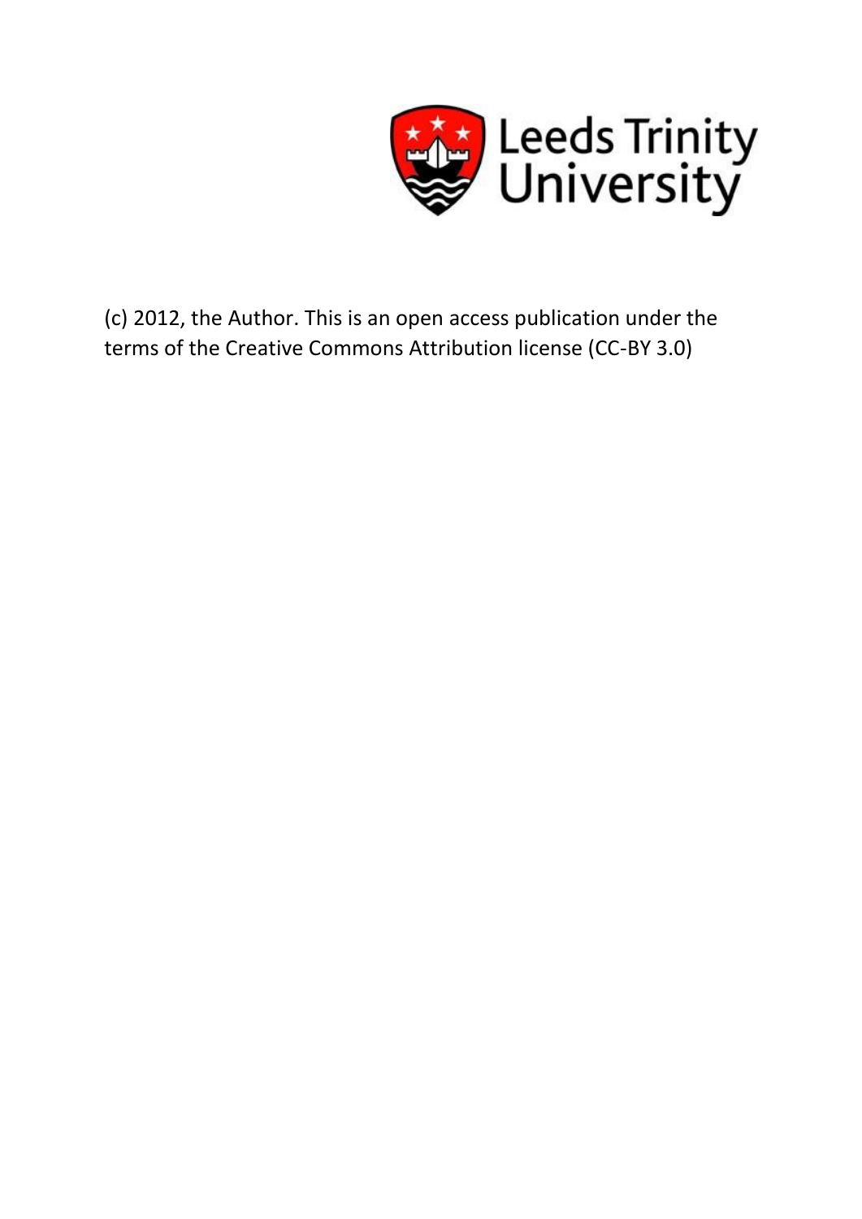Leeds Trinity University

(c) 2012, the Author. This is an open access publication under the terms of the Creative Commons Attribution license (CC-BY 3.0)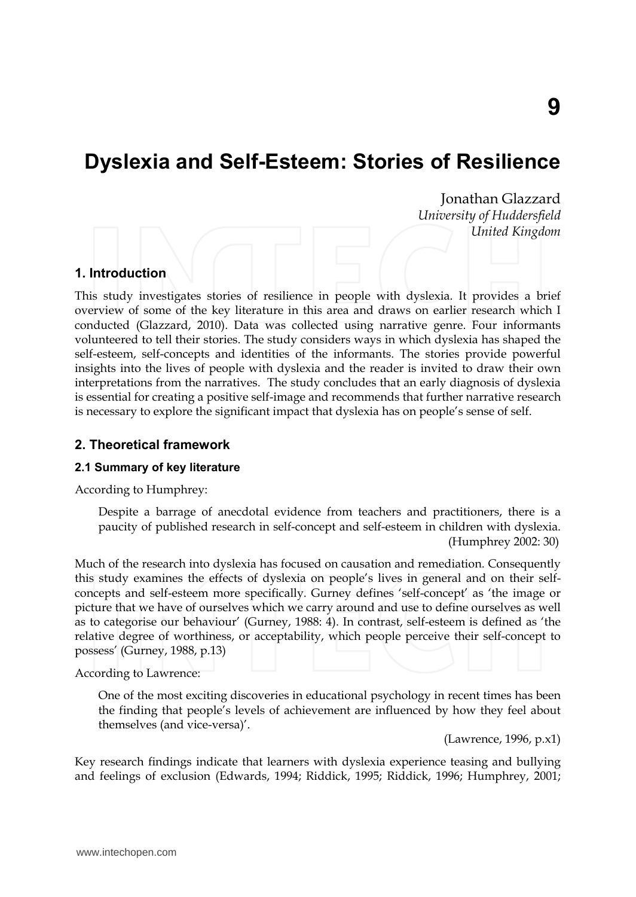# Dyslexia and Self-Esteem: Stories of Resilience

Jonathan Glazzard
*University of Huddersfield*
*United Kingdom*

## 1. Introduction

This study investigates stories of resilience in people with dyslexia. It provides a brief overview of some of the key literature in this area and draws on earlier research which I conducted (Glazzard, 2010). Data was collected using narrative genre. Four informants volunteered to tell their stories. The study considers ways in which dyslexia has shaped the self-esteem, self-concepts and identities of the informants. The stories provide powerful insights into the lives of people with dyslexia and the reader is invited to draw their own interpretations from the narratives. The study concludes that an early diagnosis of dyslexia is essential for creating a positive self-image and recommends that further narrative research is necessary to explore the significant impact that dyslexia has on people's sense of self.

## 2. Theoretical framework

### 2.1 Summary of key literature

According to Humphrey:

> Despite a barrage of anecdotal evidence from teachers and practitioners, there is a paucity of published research in self-concept and self-esteem in children with dyslexia. (Humphrey 2002: 30)

Much of the research into dyslexia has focused on causation and remediation. Consequently this study examines the effects of dyslexia on people's lives in general and on their self-concepts and self-esteem more specifically. Gurney defines 'self-concept' as 'the image or picture that we have of ourselves which we carry around and use to define ourselves as well as to categorise our behaviour' (Gurney, 1988: 4). In contrast, self-esteem is defined as 'the relative degree of worthiness, or acceptability, which people perceive their self-concept to possess' (Gurney, 1988, p.13)

According to Lawrence:

> One of the most exciting discoveries in educational psychology in recent times has been the finding that people's levels of achievement are influenced by how they feel about themselves (and vice-versa)'.
>
> (Lawrence, 1996, p.x1)

Key research findings indicate that learners with dyslexia experience teasing and bullying and feelings of exclusion (Edwards, 1994; Riddick, 1995; Riddick, 1996; Humphrey, 2001;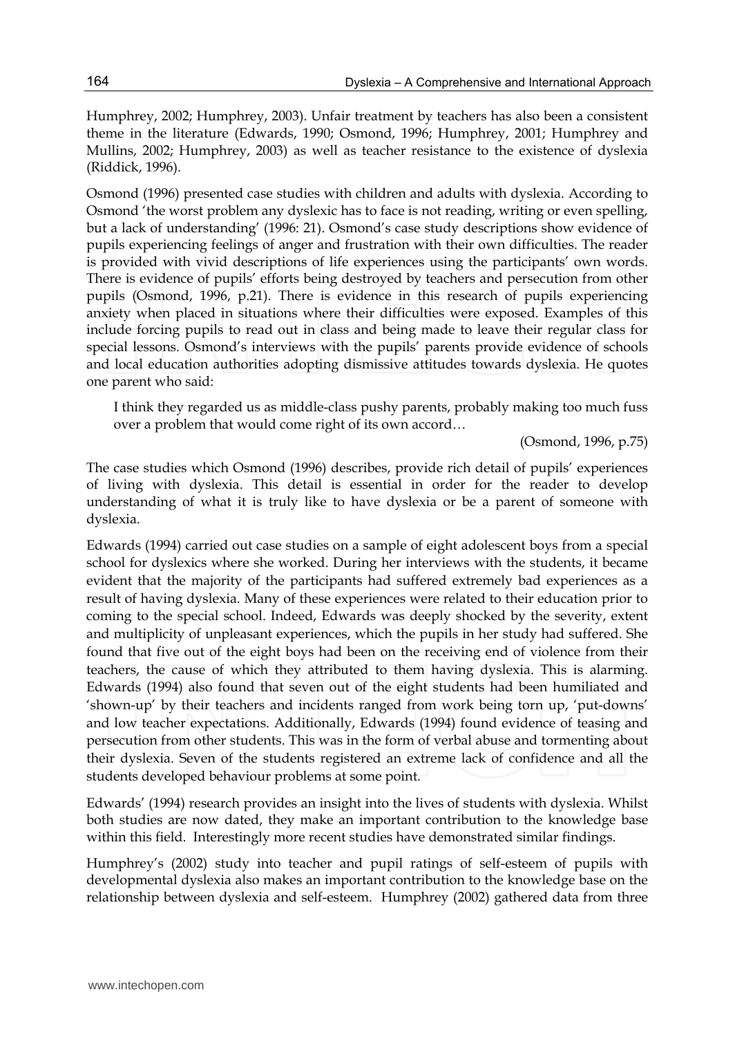Humphrey, 2002; Humphrey, 2003). Unfair treatment by teachers has also been a consistent theme in the literature (Edwards, 1990; Osmond, 1996; Humphrey, 2001; Humphrey and Mullins, 2002; Humphrey, 2003) as well as teacher resistance to the existence of dyslexia (Riddick, 1996).

Osmond (1996) presented case studies with children and adults with dyslexia. According to Osmond 'the worst problem any dyslexic has to face is not reading, writing or even spelling, but a lack of understanding' (1996: 21). Osmond's case study descriptions show evidence of pupils experiencing feelings of anger and frustration with their own difficulties. The reader is provided with vivid descriptions of life experiences using the participants' own words. There is evidence of pupils' efforts being destroyed by teachers and persecution from other pupils (Osmond, 1996, p.21). There is evidence in this research of pupils experiencing anxiety when placed in situations where their difficulties were exposed. Examples of this include forcing pupils to read out in class and being made to leave their regular class for special lessons. Osmond's interviews with the pupils' parents provide evidence of schools and local education authorities adopting dismissive attitudes towards dyslexia. He quotes one parent who said:

> I think they regarded us as middle-class pushy parents, probably making too much fuss over a problem that would come right of its own accord…
>
> (Osmond, 1996, p.75)

The case studies which Osmond (1996) describes, provide rich detail of pupils' experiences of living with dyslexia. This detail is essential in order for the reader to develop understanding of what it is truly like to have dyslexia or be a parent of someone with dyslexia.

Edwards (1994) carried out case studies on a sample of eight adolescent boys from a special school for dyslexics where she worked. During her interviews with the students, it became evident that the majority of the participants had suffered extremely bad experiences as a result of having dyslexia. Many of these experiences were related to their education prior to coming to the special school. Indeed, Edwards was deeply shocked by the severity, extent and multiplicity of unpleasant experiences, which the pupils in her study had suffered. She found that five out of the eight boys had been on the receiving end of violence from their teachers, the cause of which they attributed to them having dyslexia. This is alarming. Edwards (1994) also found that seven out of the eight students had been humiliated and 'shown-up' by their teachers and incidents ranged from work being torn up, 'put-downs' and low teacher expectations. Additionally, Edwards (1994) found evidence of teasing and persecution from other students. This was in the form of verbal abuse and tormenting about their dyslexia. Seven of the students registered an extreme lack of confidence and all the students developed behaviour problems at some point.

Edwards' (1994) research provides an insight into the lives of students with dyslexia. Whilst both studies are now dated, they make an important contribution to the knowledge base within this field. Interestingly more recent studies have demonstrated similar findings.

Humphrey's (2002) study into teacher and pupil ratings of self-esteem of pupils with developmental dyslexia also makes an important contribution to the knowledge base on the relationship between dyslexia and self-esteem. Humphrey (2002) gathered data from three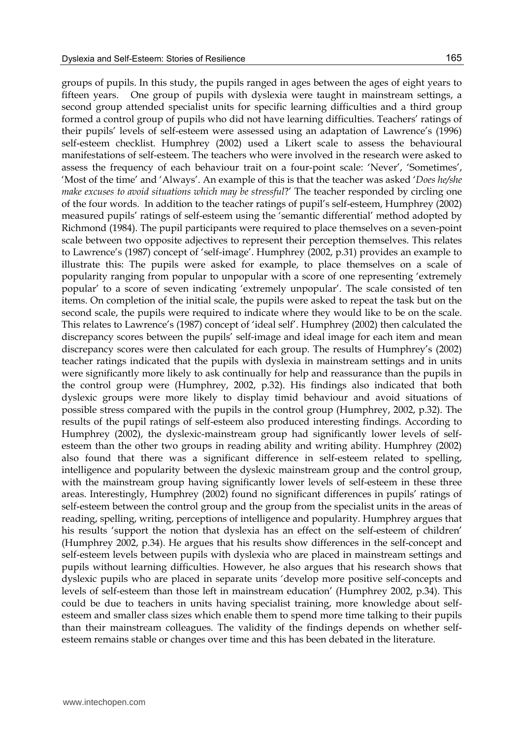groups of pupils. In this study, the pupils ranged in ages between the ages of eight years to fifteen years. One group of pupils with dyslexia were taught in mainstream settings, a second group attended specialist units for specific learning difficulties and a third group formed a control group of pupils who did not have learning difficulties. Teachers' ratings of their pupils' levels of self-esteem were assessed using an adaptation of Lawrence's (1996) self-esteem checklist. Humphrey (2002) used a Likert scale to assess the behavioural manifestations of self-esteem. The teachers who were involved in the research were asked to assess the frequency of each behaviour trait on a four-point scale: 'Never', 'Sometimes', 'Most of the time' and 'Always'. An example of this is that the teacher was asked '*Does he/she make excuses to avoid situations which may be stressful*?' The teacher responded by circling one of the four words. In addition to the teacher ratings of pupil's self-esteem, Humphrey (2002) measured pupils' ratings of self-esteem using the 'semantic differential' method adopted by Richmond (1984). The pupil participants were required to place themselves on a seven-point scale between two opposite adjectives to represent their perception themselves. This relates to Lawrence's (1987) concept of 'self-image'. Humphrey (2002, p.31) provides an example to illustrate this: The pupils were asked for example, to place themselves on a scale of popularity ranging from popular to unpopular with a score of one representing 'extremely popular' to a score of seven indicating 'extremely unpopular'. The scale consisted of ten items. On completion of the initial scale, the pupils were asked to repeat the task but on the second scale, the pupils were required to indicate where they would like to be on the scale. This relates to Lawrence's (1987) concept of 'ideal self'. Humphrey (2002) then calculated the discrepancy scores between the pupils' self-image and ideal image for each item and mean discrepancy scores were then calculated for each group. The results of Humphrey's (2002) teacher ratings indicated that the pupils with dyslexia in mainstream settings and in units were significantly more likely to ask continually for help and reassurance than the pupils in the control group were (Humphrey, 2002, p.32). His findings also indicated that both dyslexic groups were more likely to display timid behaviour and avoid situations of possible stress compared with the pupils in the control group (Humphrey, 2002, p.32). The results of the pupil ratings of self-esteem also produced interesting findings. According to Humphrey (2002), the dyslexic-mainstream group had significantly lower levels of self-esteem than the other two groups in reading ability and writing ability. Humphrey (2002) also found that there was a significant difference in self-esteem related to spelling, intelligence and popularity between the dyslexic mainstream group and the control group, with the mainstream group having significantly lower levels of self-esteem in these three areas. Interestingly, Humphrey (2002) found no significant differences in pupils' ratings of self-esteem between the control group and the group from the specialist units in the areas of reading, spelling, writing, perceptions of intelligence and popularity. Humphrey argues that his results 'support the notion that dyslexia has an effect on the self-esteem of children' (Humphrey 2002, p.34). He argues that his results show differences in the self-concept and self-esteem levels between pupils with dyslexia who are placed in mainstream settings and pupils without learning difficulties. However, he also argues that his research shows that dyslexic pupils who are placed in separate units 'develop more positive self-concepts and levels of self-esteem than those left in mainstream education' (Humphrey 2002, p.34). This could be due to teachers in units having specialist training, more knowledge about self-esteem and smaller class sizes which enable them to spend more time talking to their pupils than their mainstream colleagues. The validity of the findings depends on whether self-esteem remains stable or changes over time and this has been debated in the literature.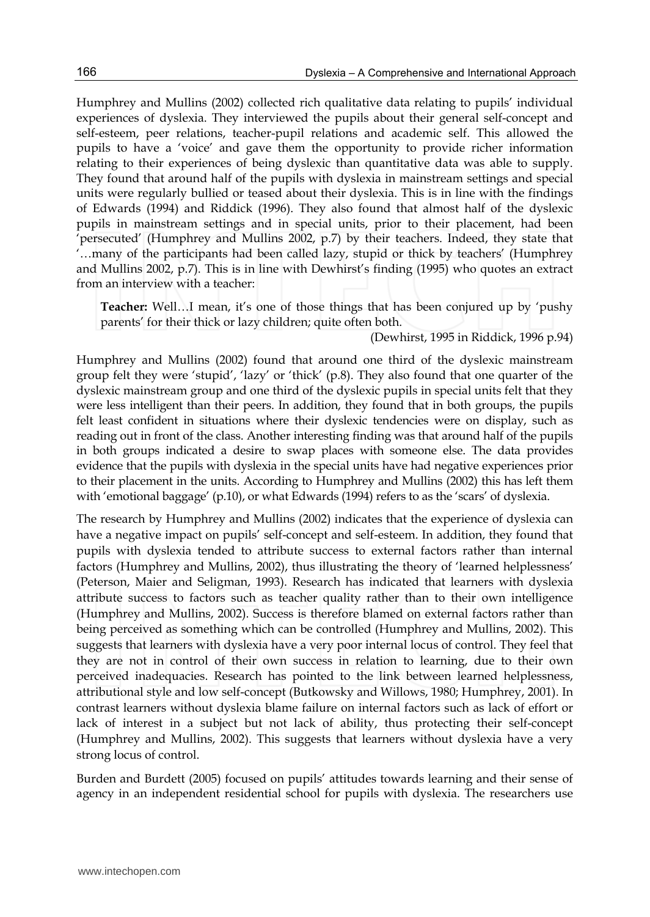Humphrey and Mullins (2002) collected rich qualitative data relating to pupils' individual experiences of dyslexia. They interviewed the pupils about their general self-concept and self-esteem, peer relations, teacher-pupil relations and academic self. This allowed the pupils to have a 'voice' and gave them the opportunity to provide richer information relating to their experiences of being dyslexic than quantitative data was able to supply. They found that around half of the pupils with dyslexia in mainstream settings and special units were regularly bullied or teased about their dyslexia. This is in line with the findings of Edwards (1994) and Riddick (1996). They also found that almost half of the dyslexic pupils in mainstream settings and in special units, prior to their placement, had been 'persecuted' (Humphrey and Mullins 2002, p.7) by their teachers. Indeed, they state that '…many of the participants had been called lazy, stupid or thick by teachers' (Humphrey and Mullins 2002, p.7). This is in line with Dewhirst's finding (1995) who quotes an extract from an interview with a teacher:

> **Teacher:** Well…I mean, it's one of those things that has been conjured up by 'pushy parents' for their thick or lazy children; quite often both.
>
> (Dewhirst, 1995 in Riddick, 1996 p.94)

Humphrey and Mullins (2002) found that around one third of the dyslexic mainstream group felt they were 'stupid', 'lazy' or 'thick' (p.8). They also found that one quarter of the dyslexic mainstream group and one third of the dyslexic pupils in special units felt that they were less intelligent than their peers. In addition, they found that in both groups, the pupils felt least confident in situations where their dyslexic tendencies were on display, such as reading out in front of the class. Another interesting finding was that around half of the pupils in both groups indicated a desire to swap places with someone else. The data provides evidence that the pupils with dyslexia in the special units have had negative experiences prior to their placement in the units. According to Humphrey and Mullins (2002) this has left them with 'emotional baggage' (p.10), or what Edwards (1994) refers to as the 'scars' of dyslexia.

The research by Humphrey and Mullins (2002) indicates that the experience of dyslexia can have a negative impact on pupils' self-concept and self-esteem. In addition, they found that pupils with dyslexia tended to attribute success to external factors rather than internal factors (Humphrey and Mullins, 2002), thus illustrating the theory of 'learned helplessness' (Peterson, Maier and Seligman, 1993). Research has indicated that learners with dyslexia attribute success to factors such as teacher quality rather than to their own intelligence (Humphrey and Mullins, 2002). Success is therefore blamed on external factors rather than being perceived as something which can be controlled (Humphrey and Mullins, 2002). This suggests that learners with dyslexia have a very poor internal locus of control. They feel that they are not in control of their own success in relation to learning, due to their own perceived inadequacies. Research has pointed to the link between learned helplessness, attributional style and low self-concept (Butkowsky and Willows, 1980; Humphrey, 2001). In contrast learners without dyslexia blame failure on internal factors such as lack of effort or lack of interest in a subject but not lack of ability, thus protecting their self-concept (Humphrey and Mullins, 2002). This suggests that learners without dyslexia have a very strong locus of control.

Burden and Burdett (2005) focused on pupils' attitudes towards learning and their sense of agency in an independent residential school for pupils with dyslexia. The researchers use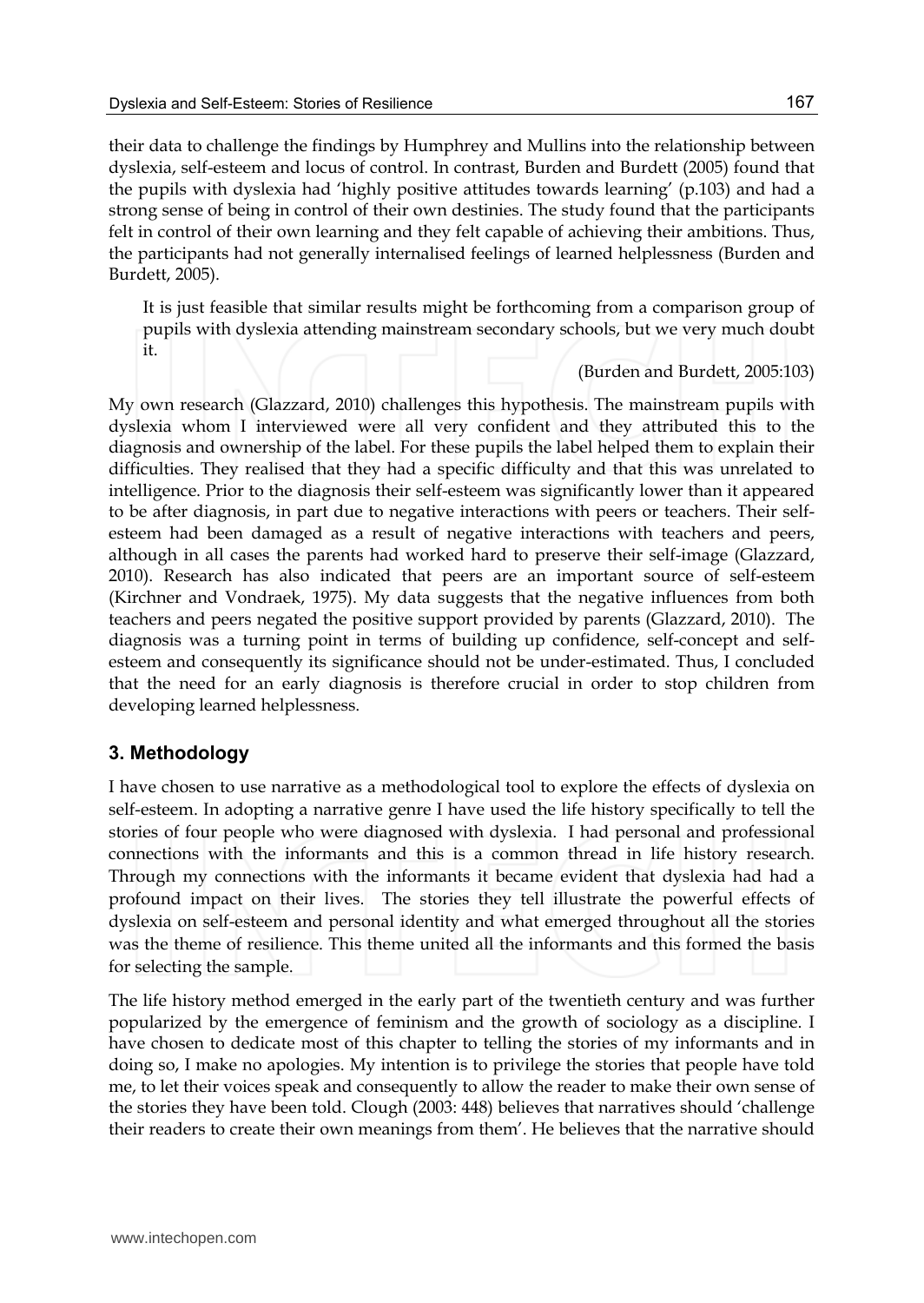their data to challenge the findings by Humphrey and Mullins into the relationship between dyslexia, self-esteem and locus of control. In contrast, Burden and Burdett (2005) found that the pupils with dyslexia had 'highly positive attitudes towards learning' (p.103) and had a strong sense of being in control of their own destinies. The study found that the participants felt in control of their own learning and they felt capable of achieving their ambitions. Thus, the participants had not generally internalised feelings of learned helplessness (Burden and Burdett, 2005).

> It is just feasible that similar results might be forthcoming from a comparison group of pupils with dyslexia attending mainstream secondary schools, but we very much doubt it.
>
> (Burden and Burdett, 2005:103)

My own research (Glazzard, 2010) challenges this hypothesis. The mainstream pupils with dyslexia whom I interviewed were all very confident and they attributed this to the diagnosis and ownership of the label. For these pupils the label helped them to explain their difficulties. They realised that they had a specific difficulty and that this was unrelated to intelligence. Prior to the diagnosis their self-esteem was significantly lower than it appeared to be after diagnosis, in part due to negative interactions with peers or teachers. Their self-esteem had been damaged as a result of negative interactions with teachers and peers, although in all cases the parents had worked hard to preserve their self-image (Glazzard, 2010). Research has also indicated that peers are an important source of self-esteem (Kirchner and Vondraek, 1975). My data suggests that the negative influences from both teachers and peers negated the positive support provided by parents (Glazzard, 2010). The diagnosis was a turning point in terms of building up confidence, self-concept and self-esteem and consequently its significance should not be under-estimated. Thus, I concluded that the need for an early diagnosis is therefore crucial in order to stop children from developing learned helplessness.

## 3. Methodology

I have chosen to use narrative as a methodological tool to explore the effects of dyslexia on self-esteem. In adopting a narrative genre I have used the life history specifically to tell the stories of four people who were diagnosed with dyslexia. I had personal and professional connections with the informants and this is a common thread in life history research. Through my connections with the informants it became evident that dyslexia had had a profound impact on their lives. The stories they tell illustrate the powerful effects of dyslexia on self-esteem and personal identity and what emerged throughout all the stories was the theme of resilience. This theme united all the informants and this formed the basis for selecting the sample.

The life history method emerged in the early part of the twentieth century and was further popularized by the emergence of feminism and the growth of sociology as a discipline. I have chosen to dedicate most of this chapter to telling the stories of my informants and in doing so, I make no apologies. My intention is to privilege the stories that people have told me, to let their voices speak and consequently to allow the reader to make their own sense of the stories they have been told. Clough (2003: 448) believes that narratives should 'challenge their readers to create their own meanings from them'. He believes that the narrative should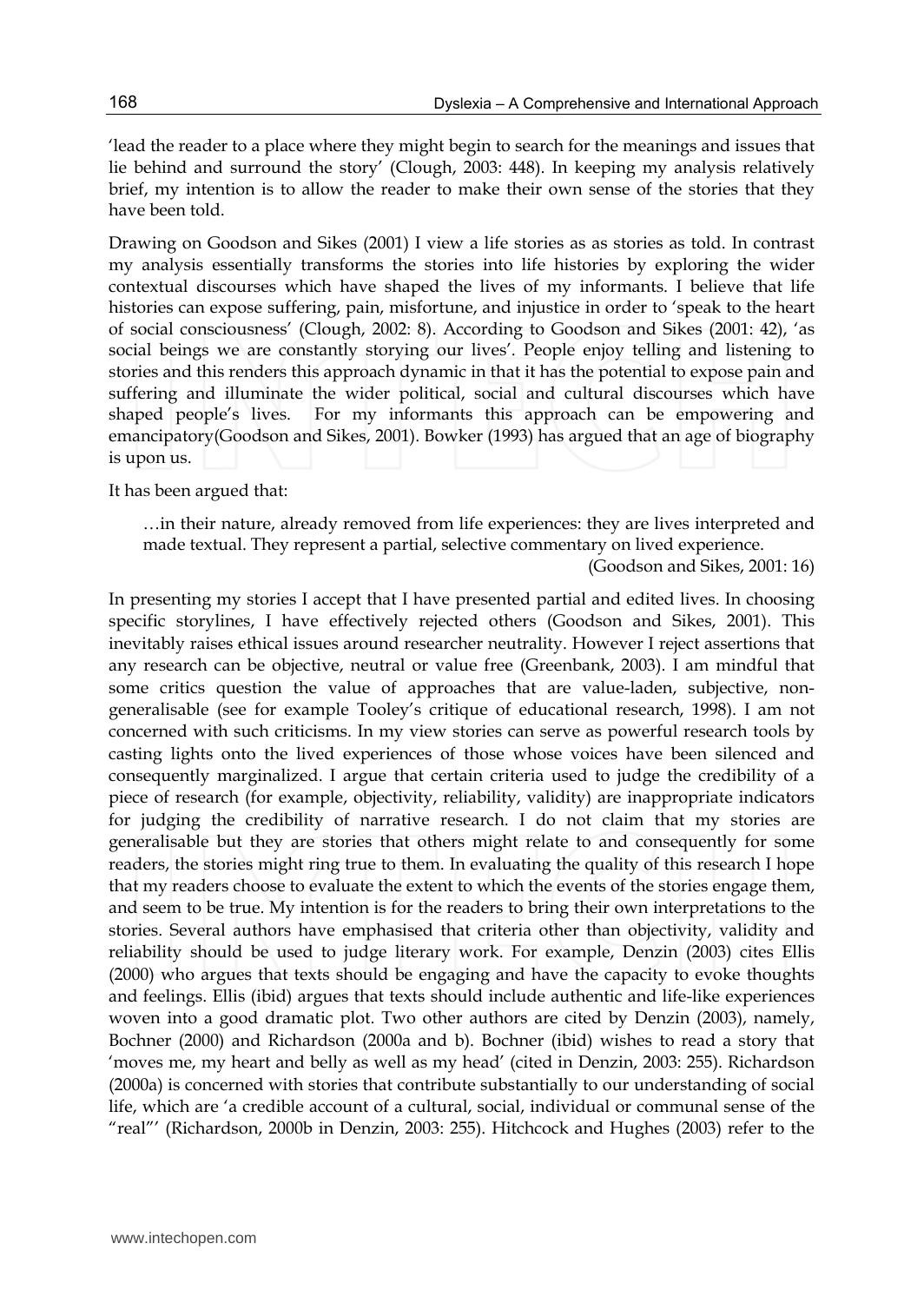'lead the reader to a place where they might begin to search for the meanings and issues that lie behind and surround the story' (Clough, 2003: 448). In keeping my analysis relatively brief, my intention is to allow the reader to make their own sense of the stories that they have been told.

Drawing on Goodson and Sikes (2001) I view a life stories as as stories as told. In contrast my analysis essentially transforms the stories into life histories by exploring the wider contextual discourses which have shaped the lives of my informants. I believe that life histories can expose suffering, pain, misfortune, and injustice in order to 'speak to the heart of social consciousness' (Clough, 2002: 8). According to Goodson and Sikes (2001: 42), 'as social beings we are constantly storying our lives'. People enjoy telling and listening to stories and this renders this approach dynamic in that it has the potential to expose pain and suffering and illuminate the wider political, social and cultural discourses which have shaped people's lives. For my informants this approach can be empowering and emancipatory(Goodson and Sikes, 2001). Bowker (1993) has argued that an age of biography is upon us.

It has been argued that:

> …in their nature, already removed from life experiences: they are lives interpreted and made textual. They represent a partial, selective commentary on lived experience.
>
> (Goodson and Sikes, 2001: 16)

In presenting my stories I accept that I have presented partial and edited lives. In choosing specific storylines, I have effectively rejected others (Goodson and Sikes, 2001). This inevitably raises ethical issues around researcher neutrality. However I reject assertions that any research can be objective, neutral or value free (Greenbank, 2003). I am mindful that some critics question the value of approaches that are value-laden, subjective, non-generalisable (see for example Tooley's critique of educational research, 1998). I am not concerned with such criticisms. In my view stories can serve as powerful research tools by casting lights onto the lived experiences of those whose voices have been silenced and consequently marginalized. I argue that certain criteria used to judge the credibility of a piece of research (for example, objectivity, reliability, validity) are inappropriate indicators for judging the credibility of narrative research. I do not claim that my stories are generalisable but they are stories that others might relate to and consequently for some readers, the stories might ring true to them. In evaluating the quality of this research I hope that my readers choose to evaluate the extent to which the events of the stories engage them, and seem to be true. My intention is for the readers to bring their own interpretations to the stories. Several authors have emphasised that criteria other than objectivity, validity and reliability should be used to judge literary work. For example, Denzin (2003) cites Ellis (2000) who argues that texts should be engaging and have the capacity to evoke thoughts and feelings. Ellis (ibid) argues that texts should include authentic and life-like experiences woven into a good dramatic plot. Two other authors are cited by Denzin (2003), namely, Bochner (2000) and Richardson (2000a and b). Bochner (ibid) wishes to read a story that 'moves me, my heart and belly as well as my head' (cited in Denzin, 2003: 255). Richardson (2000a) is concerned with stories that contribute substantially to our understanding of social life, which are 'a credible account of a cultural, social, individual or communal sense of the "real"' (Richardson, 2000b in Denzin, 2003: 255). Hitchcock and Hughes (2003) refer to the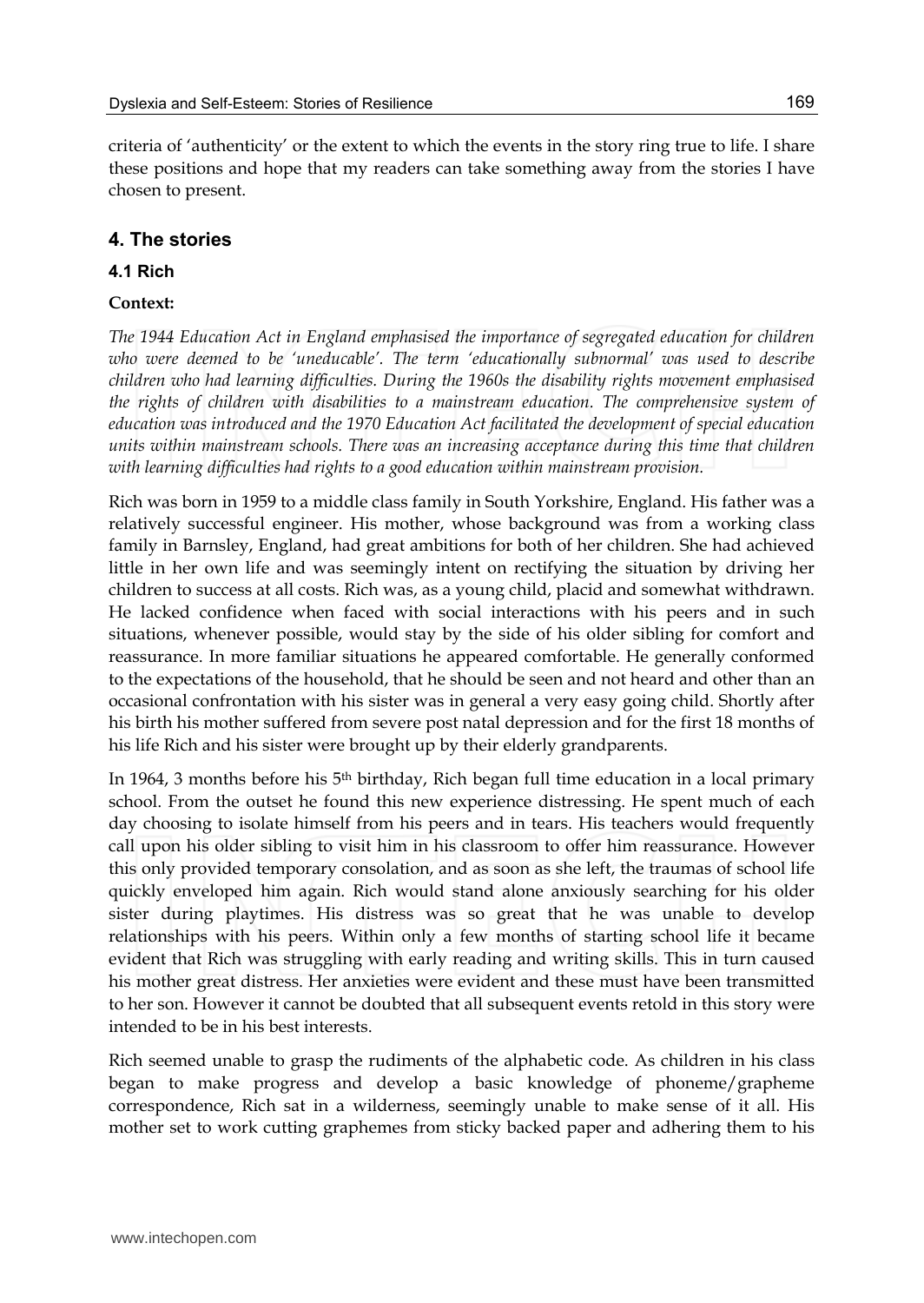criteria of 'authenticity' or the extent to which the events in the story ring true to life. I share these positions and hope that my readers can take something away from the stories I have chosen to present.

## 4. The stories

### 4.1 Rich

**Context:**

*The 1944 Education Act in England emphasised the importance of segregated education for children who were deemed to be 'uneducable'. The term 'educationally subnormal' was used to describe children who had learning difficulties. During the 1960s the disability rights movement emphasised the rights of children with disabilities to a mainstream education. The comprehensive system of education was introduced and the 1970 Education Act facilitated the development of special education units within mainstream schools. There was an increasing acceptance during this time that children with learning difficulties had rights to a good education within mainstream provision.*

Rich was born in 1959 to a middle class family in South Yorkshire, England. His father was a relatively successful engineer. His mother, whose background was from a working class family in Barnsley, England, had great ambitions for both of her children. She had achieved little in her own life and was seemingly intent on rectifying the situation by driving her children to success at all costs. Rich was, as a young child, placid and somewhat withdrawn. He lacked confidence when faced with social interactions with his peers and in such situations, whenever possible, would stay by the side of his older sibling for comfort and reassurance. In more familiar situations he appeared comfortable. He generally conformed to the expectations of the household, that he should be seen and not heard and other than an occasional confrontation with his sister was in general a very easy going child. Shortly after his birth his mother suffered from severe post natal depression and for the first 18 months of his life Rich and his sister were brought up by their elderly grandparents.

In 1964, 3 months before his 5th birthday, Rich began full time education in a local primary school. From the outset he found this new experience distressing. He spent much of each day choosing to isolate himself from his peers and in tears. His teachers would frequently call upon his older sibling to visit him in his classroom to offer him reassurance. However this only provided temporary consolation, and as soon as she left, the traumas of school life quickly enveloped him again. Rich would stand alone anxiously searching for his older sister during playtimes. His distress was so great that he was unable to develop relationships with his peers. Within only a few months of starting school life it became evident that Rich was struggling with early reading and writing skills. This in turn caused his mother great distress. Her anxieties were evident and these must have been transmitted to her son. However it cannot be doubted that all subsequent events retold in this story were intended to be in his best interests.

Rich seemed unable to grasp the rudiments of the alphabetic code. As children in his class began to make progress and develop a basic knowledge of phoneme/grapheme correspondence, Rich sat in a wilderness, seemingly unable to make sense of it all. His mother set to work cutting graphemes from sticky backed paper and adhering them to his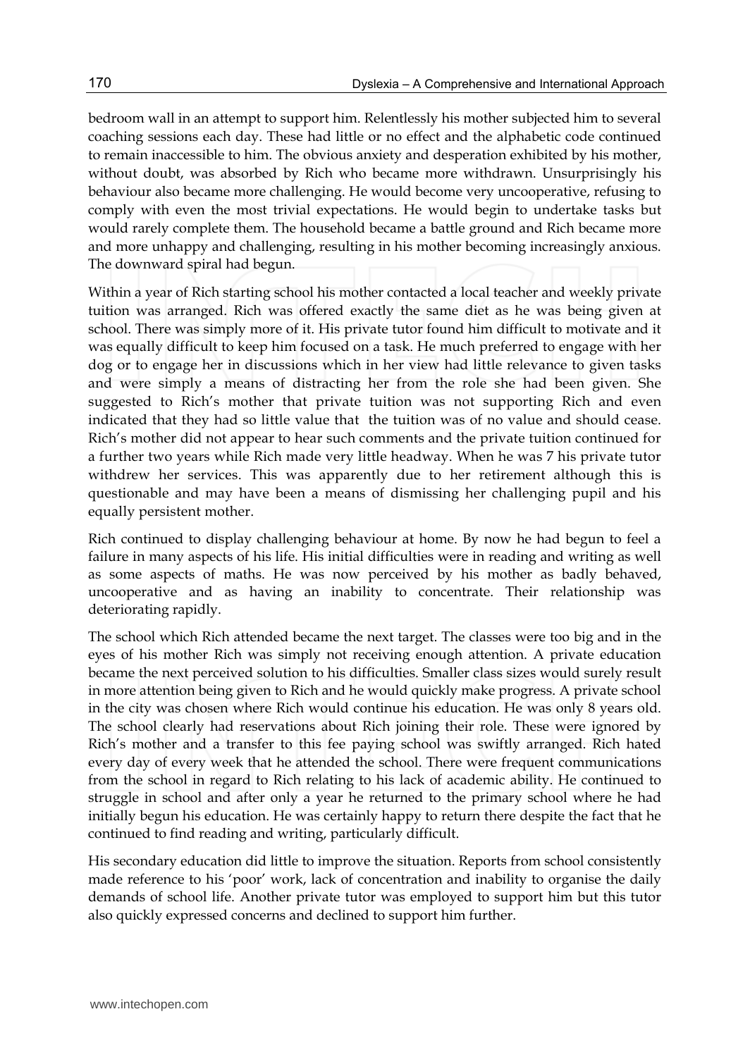bedroom wall in an attempt to support him. Relentlessly his mother subjected him to several coaching sessions each day. These had little or no effect and the alphabetic code continued to remain inaccessible to him. The obvious anxiety and desperation exhibited by his mother, without doubt, was absorbed by Rich who became more withdrawn. Unsurprisingly his behaviour also became more challenging. He would become very uncooperative, refusing to comply with even the most trivial expectations. He would begin to undertake tasks but would rarely complete them. The household became a battle ground and Rich became more and more unhappy and challenging, resulting in his mother becoming increasingly anxious. The downward spiral had begun.

Within a year of Rich starting school his mother contacted a local teacher and weekly private tuition was arranged. Rich was offered exactly the same diet as he was being given at school. There was simply more of it. His private tutor found him difficult to motivate and it was equally difficult to keep him focused on a task. He much preferred to engage with her dog or to engage her in discussions which in her view had little relevance to given tasks and were simply a means of distracting her from the role she had been given. She suggested to Rich's mother that private tuition was not supporting Rich and even indicated that they had so little value that the tuition was of no value and should cease. Rich's mother did not appear to hear such comments and the private tuition continued for a further two years while Rich made very little headway. When he was 7 his private tutor withdrew her services. This was apparently due to her retirement although this is questionable and may have been a means of dismissing her challenging pupil and his equally persistent mother.

Rich continued to display challenging behaviour at home. By now he had begun to feel a failure in many aspects of his life. His initial difficulties were in reading and writing as well as some aspects of maths. He was now perceived by his mother as badly behaved, uncooperative and as having an inability to concentrate. Their relationship was deteriorating rapidly.

The school which Rich attended became the next target. The classes were too big and in the eyes of his mother Rich was simply not receiving enough attention. A private education became the next perceived solution to his difficulties. Smaller class sizes would surely result in more attention being given to Rich and he would quickly make progress. A private school in the city was chosen where Rich would continue his education. He was only 8 years old. The school clearly had reservations about Rich joining their role. These were ignored by Rich's mother and a transfer to this fee paying school was swiftly arranged. Rich hated every day of every week that he attended the school. There were frequent communications from the school in regard to Rich relating to his lack of academic ability. He continued to struggle in school and after only a year he returned to the primary school where he had initially begun his education. He was certainly happy to return there despite the fact that he continued to find reading and writing, particularly difficult.

His secondary education did little to improve the situation. Reports from school consistently made reference to his 'poor' work, lack of concentration and inability to organise the daily demands of school life. Another private tutor was employed to support him but this tutor also quickly expressed concerns and declined to support him further.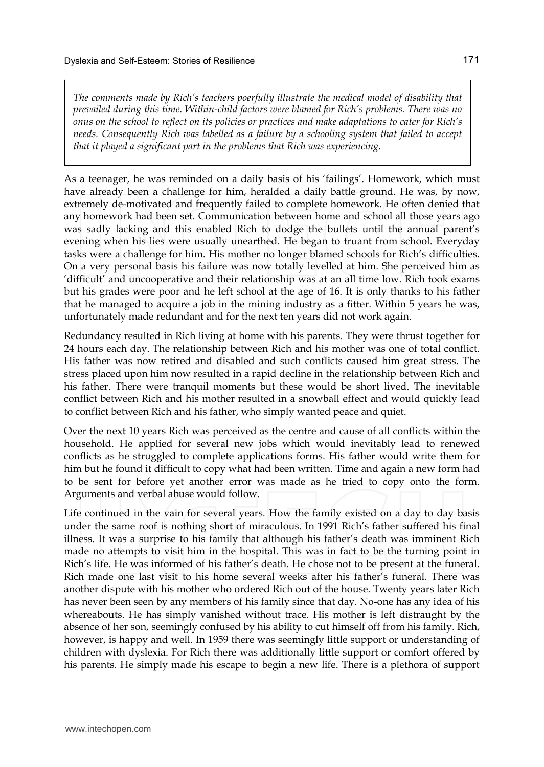> *The comments made by Rich's teachers poerfully illustrate the medical model of disability that prevailed during this time. Within-child factors were blamed for Rich's problems. There was no onus on the school to reflect on its policies or practices and make adaptations to cater for Rich's needs. Consequently Rich was labelled as a failure by a schooling system that failed to accept that it played a significant part in the problems that Rich was experiencing.*

As a teenager, he was reminded on a daily basis of his 'failings'. Homework, which must have already been a challenge for him, heralded a daily battle ground. He was, by now, extremely de-motivated and frequently failed to complete homework. He often denied that any homework had been set. Communication between home and school all those years ago was sadly lacking and this enabled Rich to dodge the bullets until the annual parent's evening when his lies were usually unearthed. He began to truant from school. Everyday tasks were a challenge for him. His mother no longer blamed schools for Rich's difficulties. On a very personal basis his failure was now totally levelled at him. She perceived him as 'difficult' and uncooperative and their relationship was at an all time low. Rich took exams but his grades were poor and he left school at the age of 16. It is only thanks to his father that he managed to acquire a job in the mining industry as a fitter. Within 5 years he was, unfortunately made redundant and for the next ten years did not work again.

Redundancy resulted in Rich living at home with his parents. They were thrust together for 24 hours each day. The relationship between Rich and his mother was one of total conflict. His father was now retired and disabled and such conflicts caused him great stress. The stress placed upon him now resulted in a rapid decline in the relationship between Rich and his father. There were tranquil moments but these would be short lived. The inevitable conflict between Rich and his mother resulted in a snowball effect and would quickly lead to conflict between Rich and his father, who simply wanted peace and quiet.

Over the next 10 years Rich was perceived as the centre and cause of all conflicts within the household. He applied for several new jobs which would inevitably lead to renewed conflicts as he struggled to complete applications forms. His father would write them for him but he found it difficult to copy what had been written. Time and again a new form had to be sent for before yet another error was made as he tried to copy onto the form. Arguments and verbal abuse would follow.

Life continued in the vain for several years. How the family existed on a day to day basis under the same roof is nothing short of miraculous. In 1991 Rich's father suffered his final illness. It was a surprise to his family that although his father's death was imminent Rich made no attempts to visit him in the hospital. This was in fact to be the turning point in Rich's life. He was informed of his father's death. He chose not to be present at the funeral. Rich made one last visit to his home several weeks after his father's funeral. There was another dispute with his mother who ordered Rich out of the house. Twenty years later Rich has never been seen by any members of his family since that day. No-one has any idea of his whereabouts. He has simply vanished without trace. His mother is left distraught by the absence of her son, seemingly confused by his ability to cut himself off from his family. Rich, however, is happy and well. In 1959 there was seemingly little support or understanding of children with dyslexia. For Rich there was additionally little support or comfort offered by his parents. He simply made his escape to begin a new life. There is a plethora of support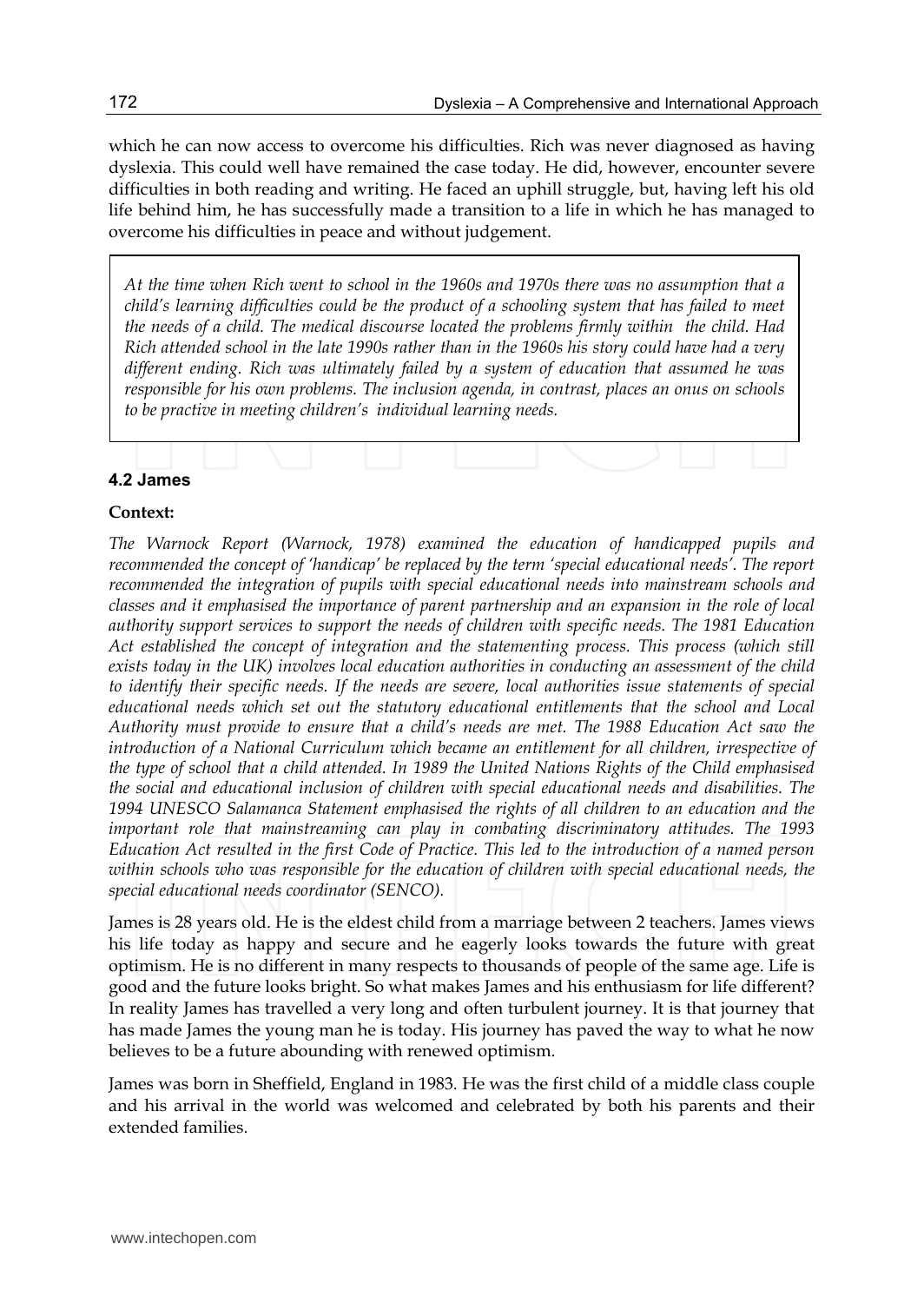which he can now access to overcome his difficulties. Rich was never diagnosed as having dyslexia. This could well have remained the case today. He did, however, encounter severe difficulties in both reading and writing. He faced an uphill struggle, but, having left his old life behind him, he has successfully made a transition to a life in which he has managed to overcome his difficulties in peace and without judgement.

> *At the time when Rich went to school in the 1960s and 1970s there was no assumption that a child's learning difficulties could be the product of a schooling system that has failed to meet the needs of a child. The medical discourse located the problems firmly within the child. Had Rich attended school in the late 1990s rather than in the 1960s his story could have had a very different ending. Rich was ultimately failed by a system of education that assumed he was responsible for his own problems. The inclusion agenda, in contrast, places an onus on schools to be practive in meeting children's individual learning needs.*

### 4.2 James

**Context:**

*The Warnock Report (Warnock, 1978) examined the education of handicapped pupils and recommended the concept of 'handicap' be replaced by the term 'special educational needs'. The report recommended the integration of pupils with special educational needs into mainstream schools and classes and it emphasised the importance of parent partnership and an expansion in the role of local authority support services to support the needs of children with specific needs. The 1981 Education Act established the concept of integration and the statementing process. This process (which still exists today in the UK) involves local education authorities in conducting an assessment of the child to identify their specific needs. If the needs are severe, local authorities issue statements of special educational needs which set out the statutory educational entitlements that the school and Local Authority must provide to ensure that a child's needs are met. The 1988 Education Act saw the introduction of a National Curriculum which became an entitlement for all children, irrespective of the type of school that a child attended. In 1989 the United Nations Rights of the Child emphasised the social and educational inclusion of children with special educational needs and disabilities. The 1994 UNESCO Salamanca Statement emphasised the rights of all children to an education and the important role that mainstreaming can play in combating discriminatory attitudes. The 1993 Education Act resulted in the first Code of Practice. This led to the introduction of a named person within schools who was responsible for the education of children with special educational needs, the special educational needs coordinator (SENCO).*

James is 28 years old. He is the eldest child from a marriage between 2 teachers. James views his life today as happy and secure and he eagerly looks towards the future with great optimism. He is no different in many respects to thousands of people of the same age. Life is good and the future looks bright. So what makes James and his enthusiasm for life different? In reality James has travelled a very long and often turbulent journey. It is that journey that has made James the young man he is today. His journey has paved the way to what he now believes to be a future abounding with renewed optimism.

James was born in Sheffield, England in 1983. He was the first child of a middle class couple and his arrival in the world was welcomed and celebrated by both his parents and their extended families.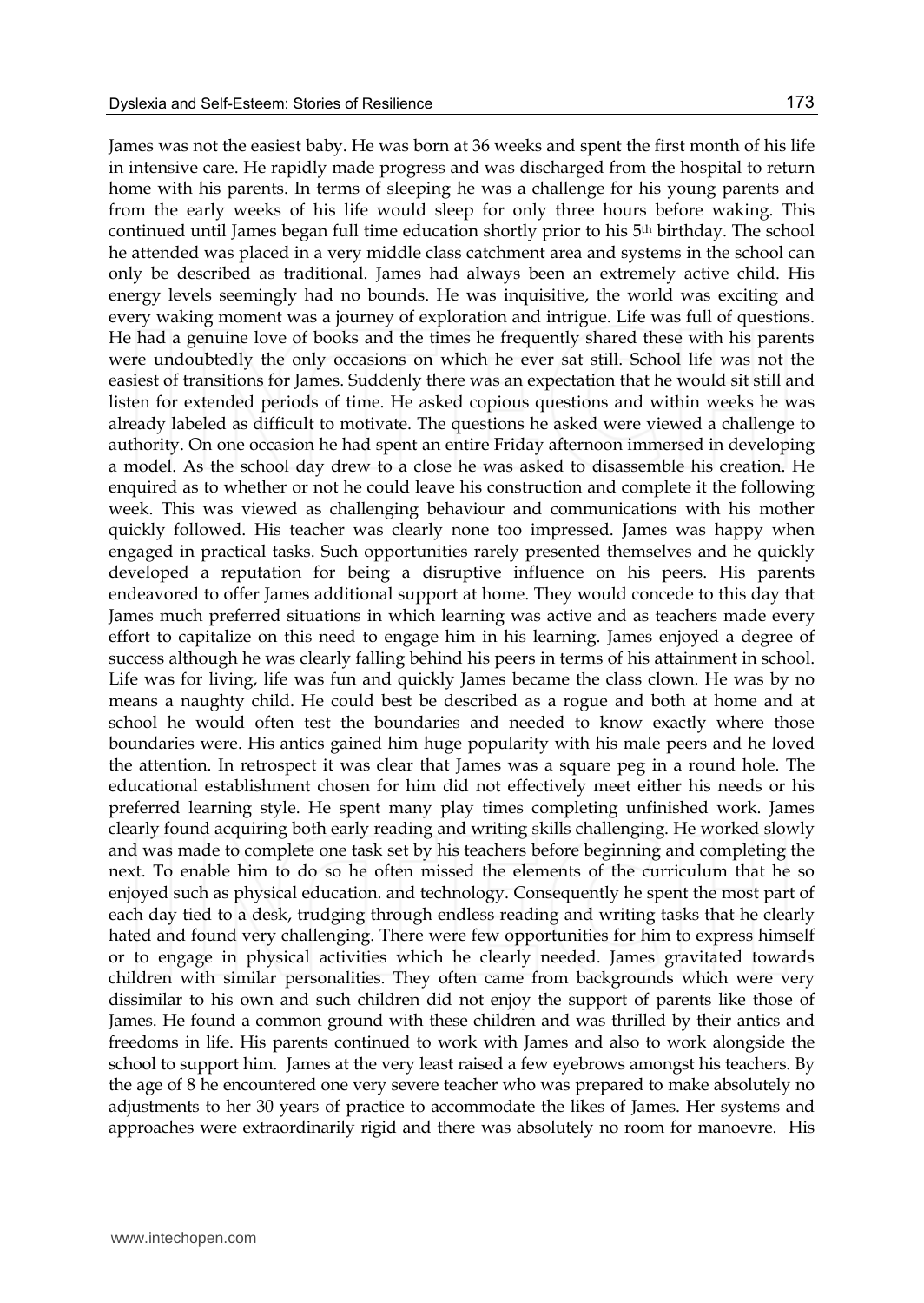James was not the easiest baby. He was born at 36 weeks and spent the first month of his life in intensive care. He rapidly made progress and was discharged from the hospital to return home with his parents. In terms of sleeping he was a challenge for his young parents and from the early weeks of his life would sleep for only three hours before waking. This continued until James began full time education shortly prior to his 5th birthday. The school he attended was placed in a very middle class catchment area and systems in the school can only be described as traditional. James had always been an extremely active child. His energy levels seemingly had no bounds. He was inquisitive, the world was exciting and every waking moment was a journey of exploration and intrigue. Life was full of questions. He had a genuine love of books and the times he frequently shared these with his parents were undoubtedly the only occasions on which he ever sat still. School life was not the easiest of transitions for James. Suddenly there was an expectation that he would sit still and listen for extended periods of time. He asked copious questions and within weeks he was already labeled as difficult to motivate. The questions he asked were viewed a challenge to authority. On one occasion he had spent an entire Friday afternoon immersed in developing a model. As the school day drew to a close he was asked to disassemble his creation. He enquired as to whether or not he could leave his construction and complete it the following week. This was viewed as challenging behaviour and communications with his mother quickly followed. His teacher was clearly none too impressed. James was happy when engaged in practical tasks. Such opportunities rarely presented themselves and he quickly developed a reputation for being a disruptive influence on his peers. His parents endeavored to offer James additional support at home. They would concede to this day that James much preferred situations in which learning was active and as teachers made every effort to capitalize on this need to engage him in his learning. James enjoyed a degree of success although he was clearly falling behind his peers in terms of his attainment in school. Life was for living, life was fun and quickly James became the class clown. He was by no means a naughty child. He could best be described as a rogue and both at home and at school he would often test the boundaries and needed to know exactly where those boundaries were. His antics gained him huge popularity with his male peers and he loved the attention. In retrospect it was clear that James was a square peg in a round hole. The educational establishment chosen for him did not effectively meet either his needs or his preferred learning style. He spent many play times completing unfinished work. James clearly found acquiring both early reading and writing skills challenging. He worked slowly and was made to complete one task set by his teachers before beginning and completing the next. To enable him to do so he often missed the elements of the curriculum that he so enjoyed such as physical education. and technology. Consequently he spent the most part of each day tied to a desk, trudging through endless reading and writing tasks that he clearly hated and found very challenging. There were few opportunities for him to express himself or to engage in physical activities which he clearly needed. James gravitated towards children with similar personalities. They often came from backgrounds which were very dissimilar to his own and such children did not enjoy the support of parents like those of James. He found a common ground with these children and was thrilled by their antics and freedoms in life. His parents continued to work with James and also to work alongside the school to support him. James at the very least raised a few eyebrows amongst his teachers. By the age of 8 he encountered one very severe teacher who was prepared to make absolutely no adjustments to her 30 years of practice to accommodate the likes of James. Her systems and approaches were extraordinarily rigid and there was absolutely no room for manoeuvre. His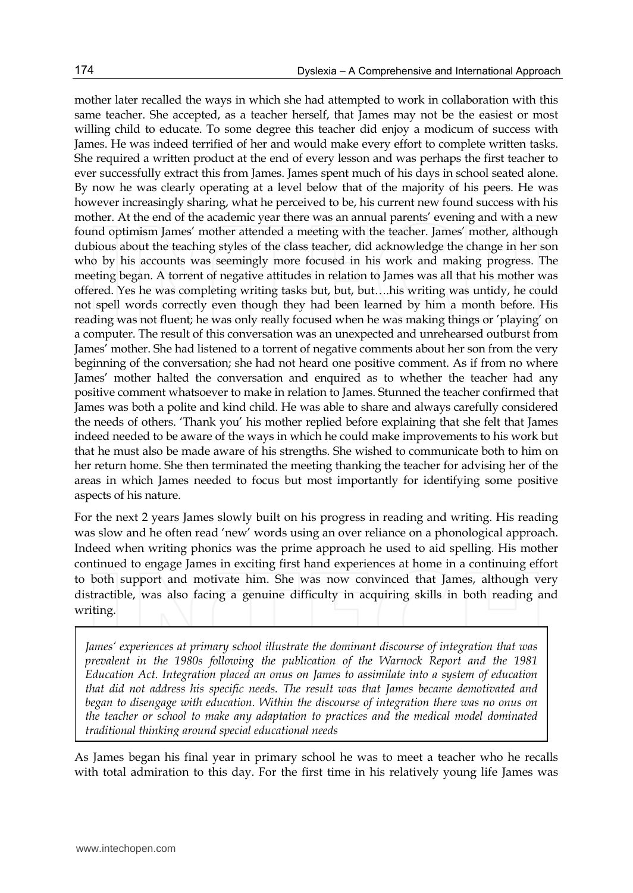mother later recalled the ways in which she had attempted to work in collaboration with this same teacher. She accepted, as a teacher herself, that James may not be the easiest or most willing child to educate. To some degree this teacher did enjoy a modicum of success with James. He was indeed terrified of her and would make every effort to complete written tasks. She required a written product at the end of every lesson and was perhaps the first teacher to ever successfully extract this from James. James spent much of his days in school seated alone. By now he was clearly operating at a level below that of the majority of his peers. He was however increasingly sharing, what he perceived to be, his current new found success with his mother. At the end of the academic year there was an annual parents' evening and with a new found optimism James' mother attended a meeting with the teacher. James' mother, although dubious about the teaching styles of the class teacher, did acknowledge the change in her son who by his accounts was seemingly more focused in his work and making progress. The meeting began. A torrent of negative attitudes in relation to James was all that his mother was offered. Yes he was completing writing tasks but, but, but….his writing was untidy, he could not spell words correctly even though they had been learned by him a month before. His reading was not fluent; he was only really focused when he was making things or 'playing' on a computer. The result of this conversation was an unexpected and unrehearsed outburst from James' mother. She had listened to a torrent of negative comments about her son from the very beginning of the conversation; she had not heard one positive comment. As if from no where James' mother halted the conversation and enquired as to whether the teacher had any positive comment whatsoever to make in relation to James. Stunned the teacher confirmed that James was both a polite and kind child. He was able to share and always carefully considered the needs of others. 'Thank you' his mother replied before explaining that she felt that James indeed needed to be aware of the ways in which he could make improvements to his work but that he must also be made aware of his strengths. She wished to communicate both to him on her return home. She then terminated the meeting thanking the teacher for advising her of the areas in which James needed to focus but most importantly for identifying some positive aspects of his nature.

For the next 2 years James slowly built on his progress in reading and writing. His reading was slow and he often read 'new' words using an over reliance on a phonological approach. Indeed when writing phonics was the prime approach he used to aid spelling. His mother continued to engage James in exciting first hand experiences at home in a continuing effort to both support and motivate him. She was now convinced that James, although very distractible, was also facing a genuine difficulty in acquiring skills in both reading and writing.

> *James' experiences at primary school illustrate the dominant discourse of integration that was prevalent in the 1980s following the publication of the Warnock Report and the 1981 Education Act. Integration placed an onus on James to assimilate into a system of education that did not address his specific needs. The result was that James became demotivated and began to disengage with education. Within the discourse of integration there was no onus on the teacher or school to make any adaptation to practices and the medical model dominated traditional thinking around special educational needs*

As James began his final year in primary school he was to meet a teacher who he recalls with total admiration to this day. For the first time in his relatively young life James was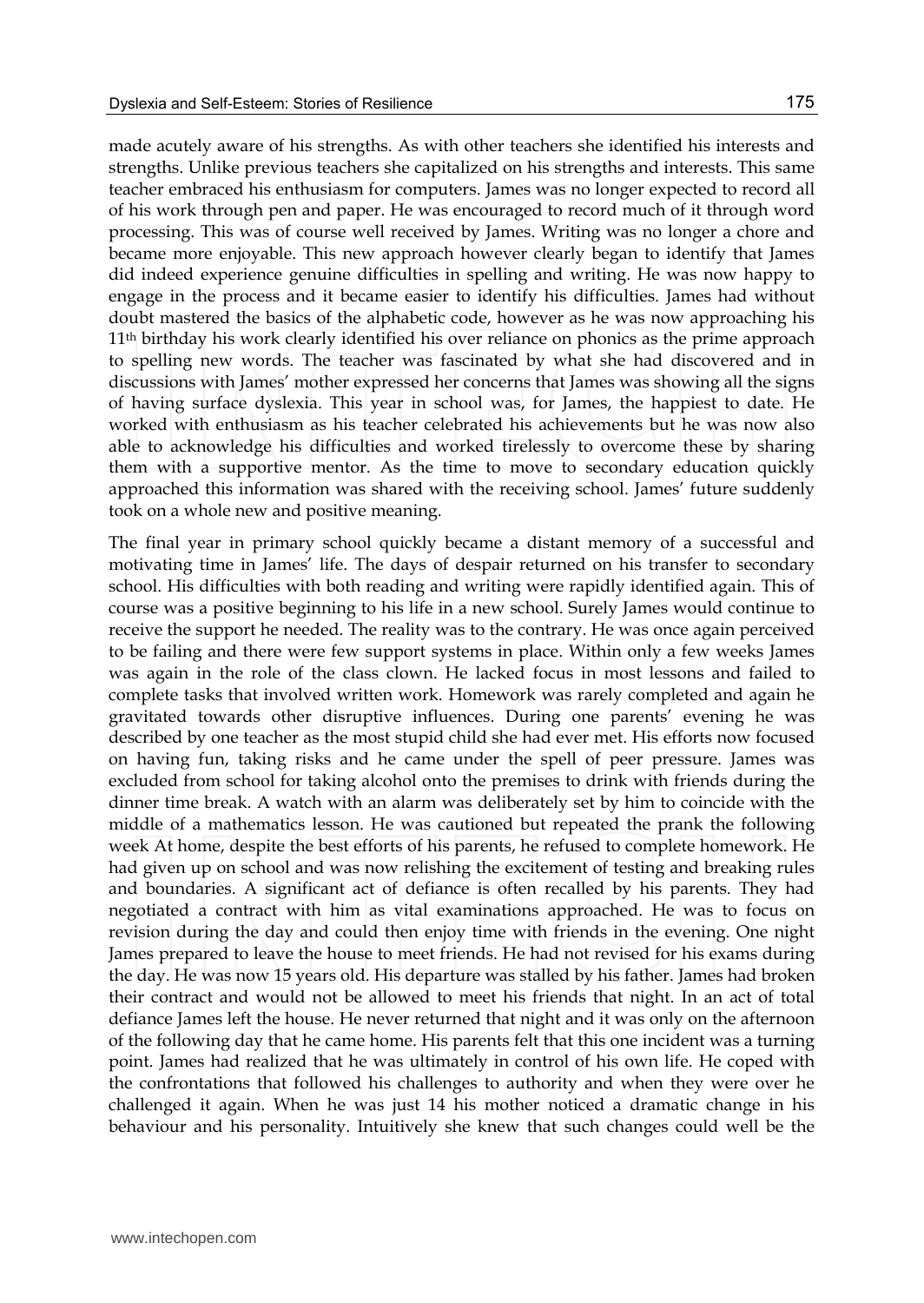made acutely aware of his strengths. As with other teachers she identified his interests and strengths. Unlike previous teachers she capitalized on his strengths and interests. This same teacher embraced his enthusiasm for computers. James was no longer expected to record all of his work through pen and paper. He was encouraged to record much of it through word processing. This was of course well received by James. Writing was no longer a chore and became more enjoyable. This new approach however clearly began to identify that James did indeed experience genuine difficulties in spelling and writing. He was now happy to engage in the process and it became easier to identify his difficulties. James had without doubt mastered the basics of the alphabetic code, however as he was now approaching his 11th birthday his work clearly identified his over reliance on phonics as the prime approach to spelling new words. The teacher was fascinated by what she had discovered and in discussions with James' mother expressed her concerns that James was showing all the signs of having surface dyslexia. This year in school was, for James, the happiest to date. He worked with enthusiasm as his teacher celebrated his achievements but he was now also able to acknowledge his difficulties and worked tirelessly to overcome these by sharing them with a supportive mentor. As the time to move to secondary education quickly approached this information was shared with the receiving school. James' future suddenly took on a whole new and positive meaning.

The final year in primary school quickly became a distant memory of a successful and motivating time in James' life. The days of despair returned on his transfer to secondary school. His difficulties with both reading and writing were rapidly identified again. This of course was a positive beginning to his life in a new school. Surely James would continue to receive the support he needed. The reality was to the contrary. He was once again perceived to be failing and there were few support systems in place. Within only a few weeks James was again in the role of the class clown. He lacked focus in most lessons and failed to complete tasks that involved written work. Homework was rarely completed and again he gravitated towards other disruptive influences. During one parents' evening he was described by one teacher as the most stupid child she had ever met. His efforts now focused on having fun, taking risks and he came under the spell of peer pressure. James was excluded from school for taking alcohol onto the premises to drink with friends during the dinner time break. A watch with an alarm was deliberately set by him to coincide with the middle of a mathematics lesson. He was cautioned but repeated the prank the following week At home, despite the best efforts of his parents, he refused to complete homework. He had given up on school and was now relishing the excitement of testing and breaking rules and boundaries. A significant act of defiance is often recalled by his parents. They had negotiated a contract with him as vital examinations approached. He was to focus on revision during the day and could then enjoy time with friends in the evening. One night James prepared to leave the house to meet friends. He had not revised for his exams during the day. He was now 15 years old. His departure was stalled by his father. James had broken their contract and would not be allowed to meet his friends that night. In an act of total defiance James left the house. He never returned that night and it was only on the afternoon of the following day that he came home. His parents felt that this one incident was a turning point. James had realized that he was ultimately in control of his own life. He coped with the confrontations that followed his challenges to authority and when they were over he challenged it again. When he was just 14 his mother noticed a dramatic change in his behaviour and his personality. Intuitively she knew that such changes could well be the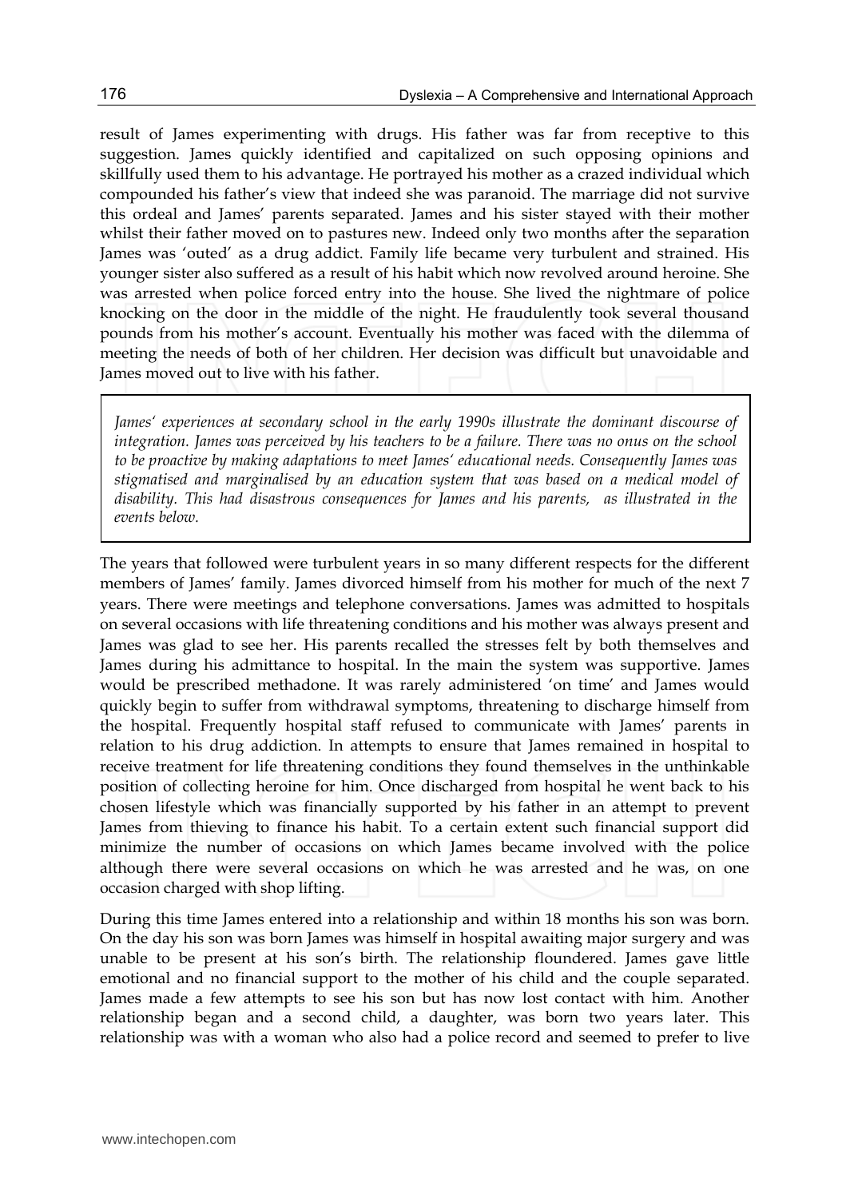result of James experimenting with drugs. His father was far from receptive to this suggestion. James quickly identified and capitalized on such opposing opinions and skillfully used them to his advantage. He portrayed his mother as a crazed individual which compounded his father's view that indeed she was paranoid. The marriage did not survive this ordeal and James' parents separated. James and his sister stayed with their mother whilst their father moved on to pastures new. Indeed only two months after the separation James was 'outed' as a drug addict. Family life became very turbulent and strained. His younger sister also suffered as a result of his habit which now revolved around heroine. She was arrested when police forced entry into the house. She lived the nightmare of police knocking on the door in the middle of the night. He fraudulently took several thousand pounds from his mother's account. Eventually his mother was faced with the dilemma of meeting the needs of both of her children. Her decision was difficult but unavoidable and James moved out to live with his father.

*James' experiences at secondary school in the early 1990s illustrate the dominant discourse of integration. James was perceived by his teachers to be a failure. There was no onus on the school to be proactive by making adaptations to meet James' educational needs. Consequently James was stigmatised and marginalised by an education system that was based on a medical model of disability. This had disastrous consequences for James and his parents, as illustrated in the events below.*

The years that followed were turbulent years in so many different respects for the different members of James' family. James divorced himself from his mother for much of the next 7 years. There were meetings and telephone conversations. James was admitted to hospitals on several occasions with life threatening conditions and his mother was always present and James was glad to see her. His parents recalled the stresses felt by both themselves and James during his admittance to hospital. In the main the system was supportive. James would be prescribed methadone. It was rarely administered 'on time' and James would quickly begin to suffer from withdrawal symptoms, threatening to discharge himself from the hospital. Frequently hospital staff refused to communicate with James' parents in relation to his drug addiction. In attempts to ensure that James remained in hospital to receive treatment for life threatening conditions they found themselves in the unthinkable position of collecting heroine for him. Once discharged from hospital he went back to his chosen lifestyle which was financially supported by his father in an attempt to prevent James from thieving to finance his habit. To a certain extent such financial support did minimize the number of occasions on which James became involved with the police although there were several occasions on which he was arrested and he was, on one occasion charged with shop lifting.

During this time James entered into a relationship and within 18 months his son was born. On the day his son was born James was himself in hospital awaiting major surgery and was unable to be present at his son's birth. The relationship floundered. James gave little emotional and no financial support to the mother of his child and the couple separated. James made a few attempts to see his son but has now lost contact with him. Another relationship began and a second child, a daughter, was born two years later. This relationship was with a woman who also had a police record and seemed to prefer to live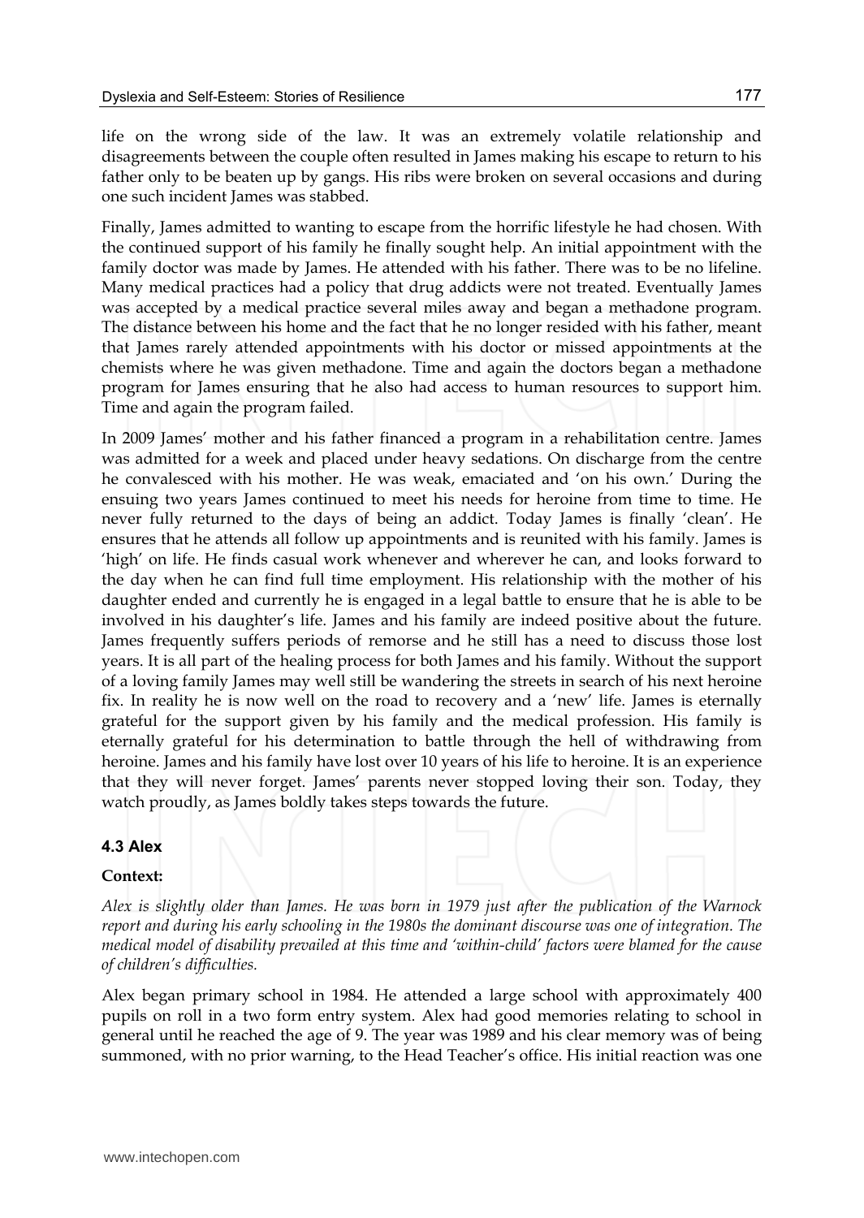life on the wrong side of the law. It was an extremely volatile relationship and disagreements between the couple often resulted in James making his escape to return to his father only to be beaten up by gangs. His ribs were broken on several occasions and during one such incident James was stabbed.

Finally, James admitted to wanting to escape from the horrific lifestyle he had chosen. With the continued support of his family he finally sought help. An initial appointment with the family doctor was made by James. He attended with his father. There was to be no lifeline. Many medical practices had a policy that drug addicts were not treated. Eventually James was accepted by a medical practice several miles away and began a methadone program. The distance between his home and the fact that he no longer resided with his father, meant that James rarely attended appointments with his doctor or missed appointments at the chemists where he was given methadone. Time and again the doctors began a methadone program for James ensuring that he also had access to human resources to support him. Time and again the program failed.

In 2009 James' mother and his father financed a program in a rehabilitation centre. James was admitted for a week and placed under heavy sedations. On discharge from the centre he convalesced with his mother. He was weak, emaciated and 'on his own.' During the ensuing two years James continued to meet his needs for heroine from time to time. He never fully returned to the days of being an addict. Today James is finally 'clean'. He ensures that he attends all follow up appointments and is reunited with his family. James is 'high' on life. He finds casual work whenever and wherever he can, and looks forward to the day when he can find full time employment. His relationship with the mother of his daughter ended and currently he is engaged in a legal battle to ensure that he is able to be involved in his daughter's life. James and his family are indeed positive about the future. James frequently suffers periods of remorse and he still has a need to discuss those lost years. It is all part of the healing process for both James and his family. Without the support of a loving family James may well still be wandering the streets in search of his next heroine fix. In reality he is now well on the road to recovery and a 'new' life. James is eternally grateful for the support given by his family and the medical profession. His family is eternally grateful for his determination to battle through the hell of withdrawing from heroine. James and his family have lost over 10 years of his life to heroine. It is an experience that they will never forget. James' parents never stopped loving their son. Today, they watch proudly, as James boldly takes steps towards the future.

### 4.3 Alex

**Context:**

*Alex is slightly older than James. He was born in 1979 just after the publication of the Warnock report and during his early schooling in the 1980s the dominant discourse was one of integration. The medical model of disability prevailed at this time and 'within-child' factors were blamed for the cause of children's difficulties.*

Alex began primary school in 1984. He attended a large school with approximately 400 pupils on roll in a two form entry system. Alex had good memories relating to school in general until he reached the age of 9. The year was 1989 and his clear memory was of being summoned, with no prior warning, to the Head Teacher's office. His initial reaction was one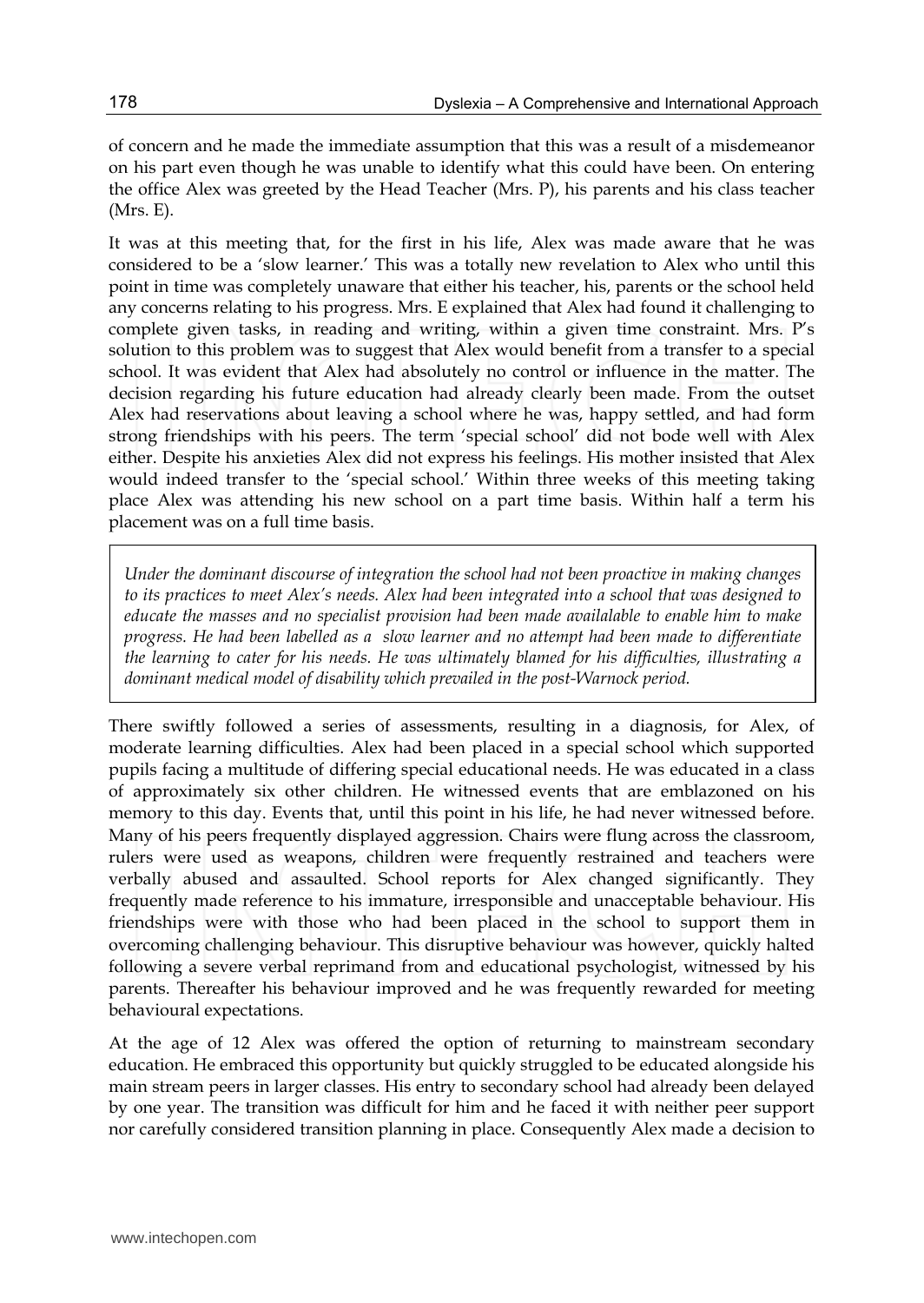of concern and he made the immediate assumption that this was a result of a misdemeanor on his part even though he was unable to identify what this could have been. On entering the office Alex was greeted by the Head Teacher (Mrs. P), his parents and his class teacher (Mrs. E).

It was at this meeting that, for the first in his life, Alex was made aware that he was considered to be a 'slow learner.' This was a totally new revelation to Alex who until this point in time was completely unaware that either his teacher, his, parents or the school held any concerns relating to his progress. Mrs. E explained that Alex had found it challenging to complete given tasks, in reading and writing, within a given time constraint. Mrs. P's solution to this problem was to suggest that Alex would benefit from a transfer to a special school. It was evident that Alex had absolutely no control or influence in the matter. The decision regarding his future education had already clearly been made. From the outset Alex had reservations about leaving a school where he was, happy settled, and had form strong friendships with his peers. The term 'special school' did not bode well with Alex either. Despite his anxieties Alex did not express his feelings. His mother insisted that Alex would indeed transfer to the 'special school.' Within three weeks of this meeting taking place Alex was attending his new school on a part time basis. Within half a term his placement was on a full time basis.

*Under the dominant discourse of integration the school had not been proactive in making changes to its practices to meet Alex's needs. Alex had been integrated into a school that was designed to educate the masses and no specialist provision had been made availalable to enable him to make progress. He had been labelled as a slow learner and no attempt had been made to differentiate the learning to cater for his needs. He was ultimately blamed for his difficulties, illustrating a dominant medical model of disability which prevailed in the post-Warnock period.*

There swiftly followed a series of assessments, resulting in a diagnosis, for Alex, of moderate learning difficulties. Alex had been placed in a special school which supported pupils facing a multitude of differing special educational needs. He was educated in a class of approximately six other children. He witnessed events that are emblazoned on his memory to this day. Events that, until this point in his life, he had never witnessed before. Many of his peers frequently displayed aggression. Chairs were flung across the classroom, rulers were used as weapons, children were frequently restrained and teachers were verbally abused and assaulted. School reports for Alex changed significantly. They frequently made reference to his immature, irresponsible and unacceptable behaviour. His friendships were with those who had been placed in the school to support them in overcoming challenging behaviour. This disruptive behaviour was however, quickly halted following a severe verbal reprimand from and educational psychologist, witnessed by his parents. Thereafter his behaviour improved and he was frequently rewarded for meeting behavioural expectations.

At the age of 12 Alex was offered the option of returning to mainstream secondary education. He embraced this opportunity but quickly struggled to be educated alongside his main stream peers in larger classes. His entry to secondary school had already been delayed by one year. The transition was difficult for him and he faced it with neither peer support nor carefully considered transition planning in place. Consequently Alex made a decision to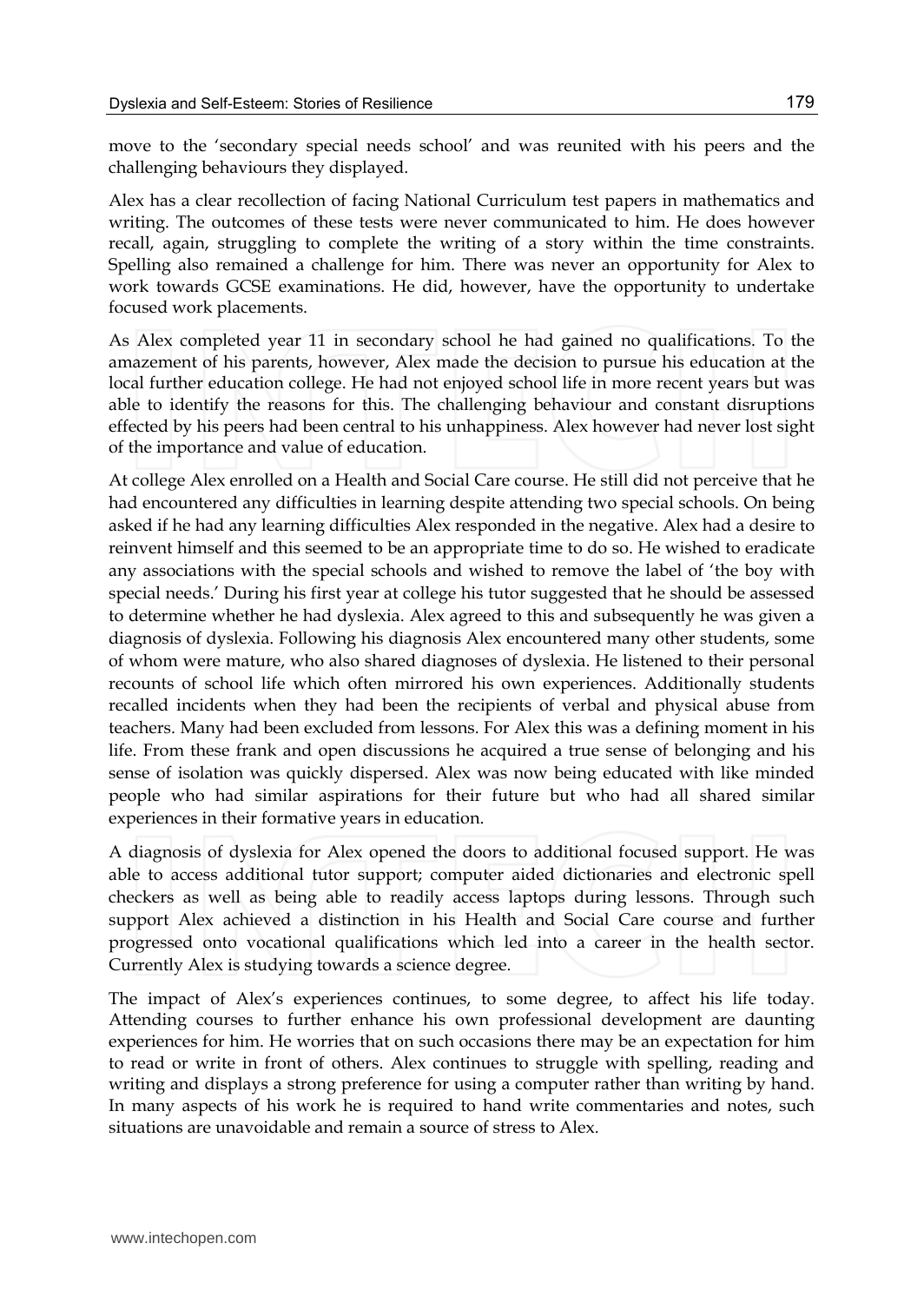move to the 'secondary special needs school' and was reunited with his peers and the challenging behaviours they displayed.

Alex has a clear recollection of facing National Curriculum test papers in mathematics and writing. The outcomes of these tests were never communicated to him. He does however recall, again, struggling to complete the writing of a story within the time constraints. Spelling also remained a challenge for him. There was never an opportunity for Alex to work towards GCSE examinations. He did, however, have the opportunity to undertake focused work placements.

As Alex completed year 11 in secondary school he had gained no qualifications. To the amazement of his parents, however, Alex made the decision to pursue his education at the local further education college. He had not enjoyed school life in more recent years but was able to identify the reasons for this. The challenging behaviour and constant disruptions effected by his peers had been central to his unhappiness. Alex however had never lost sight of the importance and value of education.

At college Alex enrolled on a Health and Social Care course. He still did not perceive that he had encountered any difficulties in learning despite attending two special schools. On being asked if he had any learning difficulties Alex responded in the negative. Alex had a desire to reinvent himself and this seemed to be an appropriate time to do so. He wished to eradicate any associations with the special schools and wished to remove the label of 'the boy with special needs.' During his first year at college his tutor suggested that he should be assessed to determine whether he had dyslexia. Alex agreed to this and subsequently he was given a diagnosis of dyslexia. Following his diagnosis Alex encountered many other students, some of whom were mature, who also shared diagnoses of dyslexia. He listened to their personal recounts of school life which often mirrored his own experiences. Additionally students recalled incidents when they had been the recipients of verbal and physical abuse from teachers. Many had been excluded from lessons. For Alex this was a defining moment in his life. From these frank and open discussions he acquired a true sense of belonging and his sense of isolation was quickly dispersed. Alex was now being educated with like minded people who had similar aspirations for their future but who had all shared similar experiences in their formative years in education.

A diagnosis of dyslexia for Alex opened the doors to additional focused support. He was able to access additional tutor support; computer aided dictionaries and electronic spell checkers as well as being able to readily access laptops during lessons. Through such support Alex achieved a distinction in his Health and Social Care course and further progressed onto vocational qualifications which led into a career in the health sector. Currently Alex is studying towards a science degree.

The impact of Alex's experiences continues, to some degree, to affect his life today. Attending courses to further enhance his own professional development are daunting experiences for him. He worries that on such occasions there may be an expectation for him to read or write in front of others. Alex continues to struggle with spelling, reading and writing and displays a strong preference for using a computer rather than writing by hand. In many aspects of his work he is required to hand write commentaries and notes, such situations are unavoidable and remain a source of stress to Alex.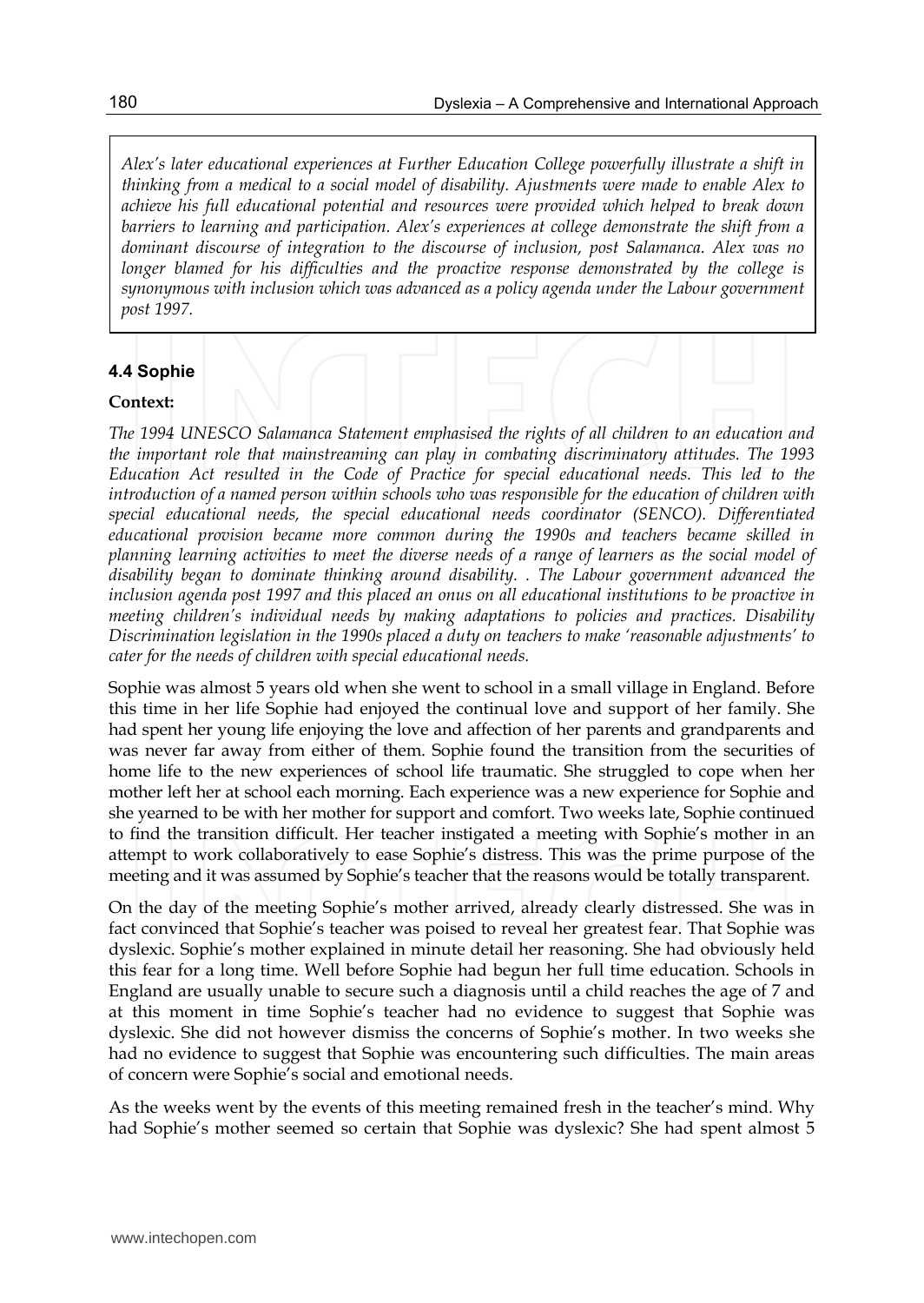*Alex's later educational experiences at Further Education College powerfully illustrate a shift in thinking from a medical to a social model of disability. Ajustments were made to enable Alex to achieve his full educational potential and resources were provided which helped to break down barriers to learning and participation. Alex's experiences at college demonstrate the shift from a dominant discourse of integration to the discourse of inclusion, post Salamanca. Alex was no longer blamed for his difficulties and the proactive response demonstrated by the college is synonymous with inclusion which was advanced as a policy agenda under the Labour government post 1997.*

### 4.4 Sophie

**Context:**

*The 1994 UNESCO Salamanca Statement emphasised the rights of all children to an education and the important role that mainstreaming can play in combating discriminatory attitudes. The 1993 Education Act resulted in the Code of Practice for special educational needs. This led to the introduction of a named person within schools who was responsible for the education of children with special educational needs, the special educational needs coordinator (SENCO). Differentiated educational provision became more common during the 1990s and teachers became skilled in planning learning activities to meet the diverse needs of a range of learners as the social model of disability began to dominate thinking around disability. . The Labour government advanced the inclusion agenda post 1997 and this placed an onus on all educational institutions to be proactive in meeting children's individual needs by making adaptations to policies and practices. Disability Discrimination legislation in the 1990s placed a duty on teachers to make 'reasonable adjustments' to cater for the needs of children with special educational needs.*

Sophie was almost 5 years old when she went to school in a small village in England. Before this time in her life Sophie had enjoyed the continual love and support of her family. She had spent her young life enjoying the love and affection of her parents and grandparents and was never far away from either of them. Sophie found the transition from the securities of home life to the new experiences of school life traumatic. She struggled to cope when her mother left her at school each morning. Each experience was a new experience for Sophie and she yearned to be with her mother for support and comfort. Two weeks late, Sophie continued to find the transition difficult. Her teacher instigated a meeting with Sophie's mother in an attempt to work collaboratively to ease Sophie's distress. This was the prime purpose of the meeting and it was assumed by Sophie's teacher that the reasons would be totally transparent.

On the day of the meeting Sophie's mother arrived, already clearly distressed. She was in fact convinced that Sophie's teacher was poised to reveal her greatest fear. That Sophie was dyslexic. Sophie's mother explained in minute detail her reasoning. She had obviously held this fear for a long time. Well before Sophie had begun her full time education. Schools in England are usually unable to secure such a diagnosis until a child reaches the age of 7 and at this moment in time Sophie's teacher had no evidence to suggest that Sophie was dyslexic. She did not however dismiss the concerns of Sophie's mother. In two weeks she had no evidence to suggest that Sophie was encountering such difficulties. The main areas of concern were Sophie's social and emotional needs.

As the weeks went by the events of this meeting remained fresh in the teacher's mind. Why had Sophie's mother seemed so certain that Sophie was dyslexic? She had spent almost 5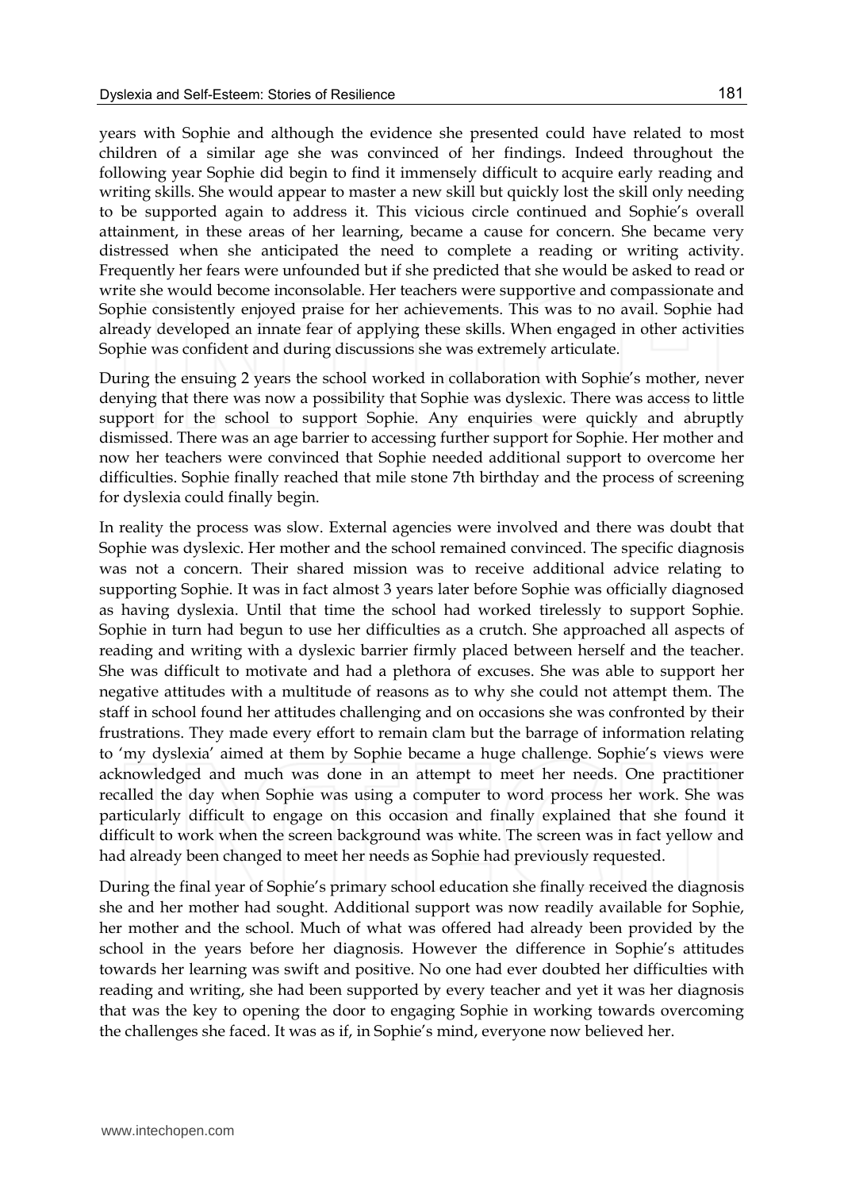years with Sophie and although the evidence she presented could have related to most children of a similar age she was convinced of her findings. Indeed throughout the following year Sophie did begin to find it immensely difficult to acquire early reading and writing skills. She would appear to master a new skill but quickly lost the skill only needing to be supported again to address it. This vicious circle continued and Sophie's overall attainment, in these areas of her learning, became a cause for concern. She became very distressed when she anticipated the need to complete a reading or writing activity. Frequently her fears were unfounded but if she predicted that she would be asked to read or write she would become inconsolable. Her teachers were supportive and compassionate and Sophie consistently enjoyed praise for her achievements. This was to no avail. Sophie had already developed an innate fear of applying these skills. When engaged in other activities Sophie was confident and during discussions she was extremely articulate.

During the ensuing 2 years the school worked in collaboration with Sophie's mother, never denying that there was now a possibility that Sophie was dyslexic. There was access to little support for the school to support Sophie. Any enquiries were quickly and abruptly dismissed. There was an age barrier to accessing further support for Sophie. Her mother and now her teachers were convinced that Sophie needed additional support to overcome her difficulties. Sophie finally reached that mile stone 7th birthday and the process of screening for dyslexia could finally begin.

In reality the process was slow. External agencies were involved and there was doubt that Sophie was dyslexic. Her mother and the school remained convinced. The specific diagnosis was not a concern. Their shared mission was to receive additional advice relating to supporting Sophie. It was in fact almost 3 years later before Sophie was officially diagnosed as having dyslexia. Until that time the school had worked tirelessly to support Sophie. Sophie in turn had begun to use her difficulties as a crutch. She approached all aspects of reading and writing with a dyslexic barrier firmly placed between herself and the teacher. She was difficult to motivate and had a plethora of excuses. She was able to support her negative attitudes with a multitude of reasons as to why she could not attempt them. The staff in school found her attitudes challenging and on occasions she was confronted by their frustrations. They made every effort to remain clam but the barrage of information relating to 'my dyslexia' aimed at them by Sophie became a huge challenge. Sophie's views were acknowledged and much was done in an attempt to meet her needs. One practitioner recalled the day when Sophie was using a computer to word process her work. She was particularly difficult to engage on this occasion and finally explained that she found it difficult to work when the screen background was white. The screen was in fact yellow and had already been changed to meet her needs as Sophie had previously requested.

During the final year of Sophie's primary school education she finally received the diagnosis she and her mother had sought. Additional support was now readily available for Sophie, her mother and the school. Much of what was offered had already been provided by the school in the years before her diagnosis. However the difference in Sophie's attitudes towards her learning was swift and positive. No one had ever doubted her difficulties with reading and writing, she had been supported by every teacher and yet it was her diagnosis that was the key to opening the door to engaging Sophie in working towards overcoming the challenges she faced. It was as if, in Sophie's mind, everyone now believed her.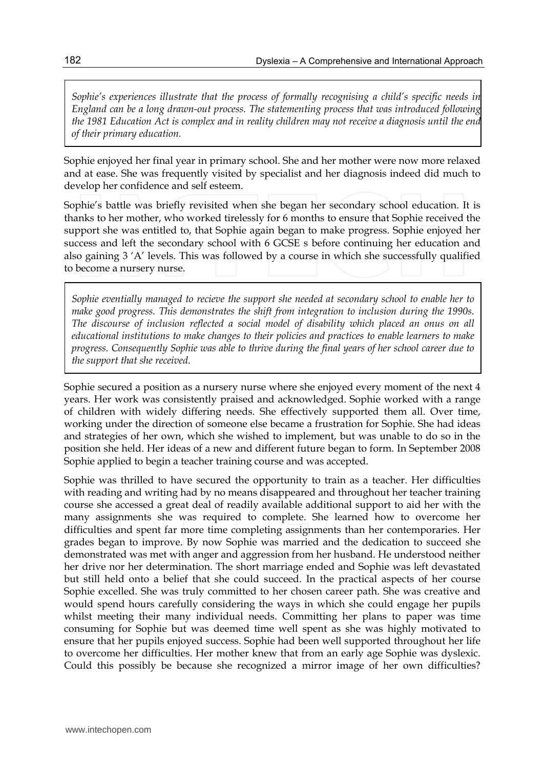> *Sophie's experiences illustrate that the process of formally recognising a child's specific needs in England can be a long drawn-out process. The statementing process that was introduced following the 1981 Education Act is complex and in reality children may not receive a diagnosis until the end of their primary education.*

Sophie enjoyed her final year in primary school. She and her mother were now more relaxed and at ease. She was frequently visited by specialist and her diagnosis indeed did much to develop her confidence and self esteem.

Sophie's battle was briefly revisited when she began her secondary school education. It is thanks to her mother, who worked tirelessly for 6 months to ensure that Sophie received the support she was entitled to, that Sophie again began to make progress. Sophie enjoyed her success and left the secondary school with 6 GCSE s before continuing her education and also gaining 3 'A' levels. This was followed by a course in which she successfully qualified to become a nursery nurse.

> *Sophie eventially managed to recieve the support she needed at secondary school to enable her to make good progress. This demonstrates the shift from integration to inclusion during the 1990s. The discourse of inclusion reflected a social model of disability which placed an onus on all educational institutions to make changes to their policies and practices to enable learners to make progress. Consequently Sophie was able to thrive during the final years of her school career due to the support that she received.*

Sophie secured a position as a nursery nurse where she enjoyed every moment of the next 4 years. Her work was consistently praised and acknowledged. Sophie worked with a range of children with widely differing needs. She effectively supported them all. Over time, working under the direction of someone else became a frustration for Sophie. She had ideas and strategies of her own, which she wished to implement, but was unable to do so in the position she held. Her ideas of a new and different future began to form. In September 2008 Sophie applied to begin a teacher training course and was accepted.

Sophie was thrilled to have secured the opportunity to train as a teacher. Her difficulties with reading and writing had by no means disappeared and throughout her teacher training course she accessed a great deal of readily available additional support to aid her with the many assignments she was required to complete. She learned how to overcome her difficulties and spent far more time completing assignments than her contemporaries. Her grades began to improve. By now Sophie was married and the dedication to succeed she demonstrated was met with anger and aggression from her husband. He understood neither her drive nor her determination. The short marriage ended and Sophie was left devastated but still held onto a belief that she could succeed. In the practical aspects of her course Sophie excelled. She was truly committed to her chosen career path. She was creative and would spend hours carefully considering the ways in which she could engage her pupils whilst meeting their many individual needs. Committing her plans to paper was time consuming for Sophie but was deemed time well spent as she was highly motivated to ensure that her pupils enjoyed success. Sophie had been well supported throughout her life to overcome her difficulties. Her mother knew that from an early age Sophie was dyslexic. Could this possibly be because she recognized a mirror image of her own difficulties?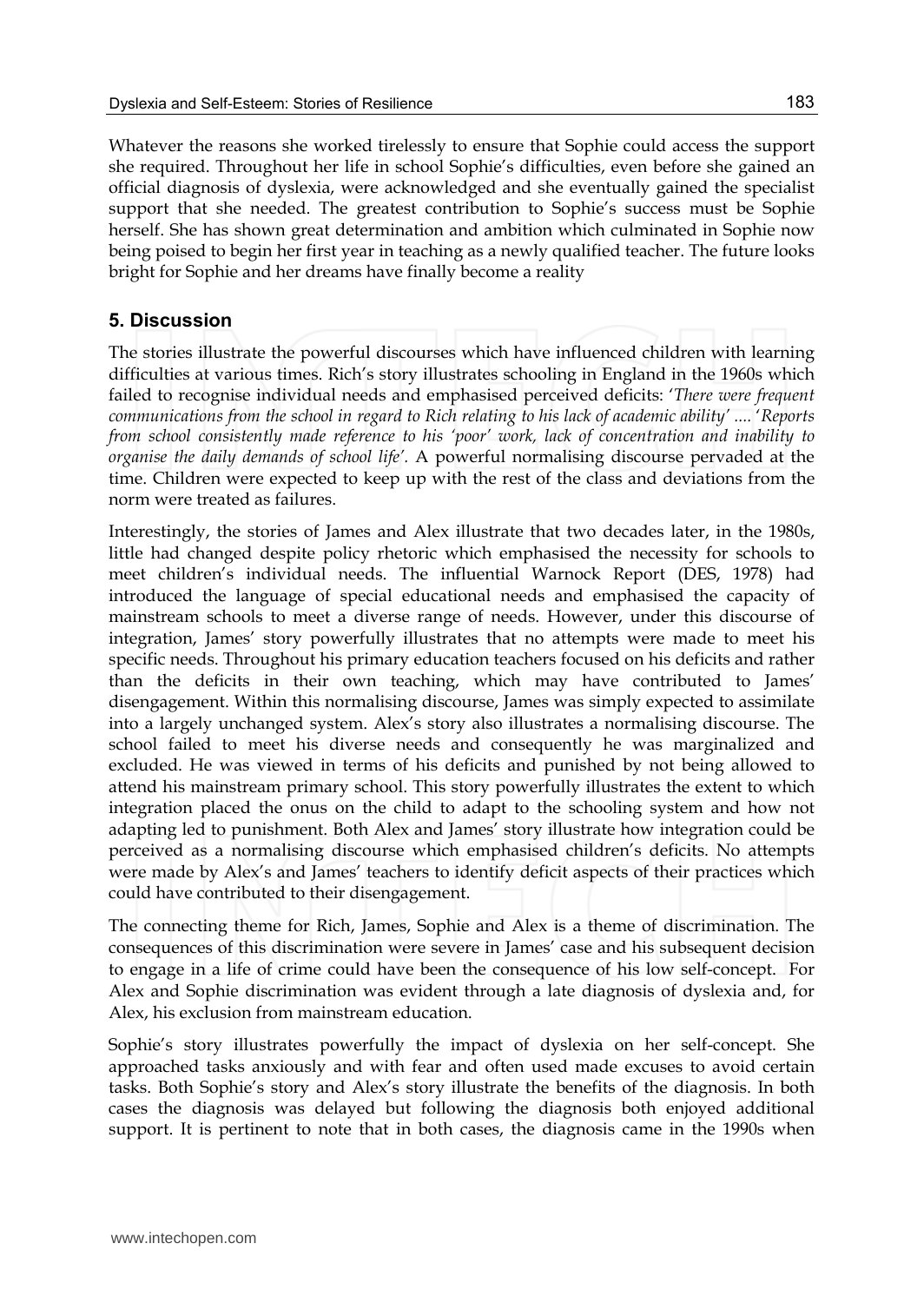Whatever the reasons she worked tirelessly to ensure that Sophie could access the support she required. Throughout her life in school Sophie's difficulties, even before she gained an official diagnosis of dyslexia, were acknowledged and she eventually gained the specialist support that she needed. The greatest contribution to Sophie's success must be Sophie herself. She has shown great determination and ambition which culminated in Sophie now being poised to begin her first year in teaching as a newly qualified teacher. The future looks bright for Sophie and her dreams have finally become a reality

## 5. Discussion

The stories illustrate the powerful discourses which have influenced children with learning difficulties at various times. Rich's story illustrates schooling in England in the 1960s which failed to recognise individual needs and emphasised perceived deficits: '*There were frequent communications from the school in regard to Rich relating to his lack of academic ability*' .... '*Reports from school consistently made reference to his 'poor' work, lack of concentration and inability to organise the daily demands of school life*'. A powerful normalising discourse pervaded at the time. Children were expected to keep up with the rest of the class and deviations from the norm were treated as failures.

Interestingly, the stories of James and Alex illustrate that two decades later, in the 1980s, little had changed despite policy rhetoric which emphasised the necessity for schools to meet children's individual needs. The influential Warnock Report (DES, 1978) had introduced the language of special educational needs and emphasised the capacity of mainstream schools to meet a diverse range of needs. However, under this discourse of integration, James' story powerfully illustrates that no attempts were made to meet his specific needs. Throughout his primary education teachers focused on his deficits and rather than the deficits in their own teaching, which may have contributed to James' disengagement. Within this normalising discourse, James was simply expected to assimilate into a largely unchanged system. Alex's story also illustrates a normalising discourse. The school failed to meet his diverse needs and consequently he was marginalized and excluded. He was viewed in terms of his deficits and punished by not being allowed to attend his mainstream primary school. This story powerfully illustrates the extent to which integration placed the onus on the child to adapt to the schooling system and how not adapting led to punishment. Both Alex and James' story illustrate how integration could be perceived as a normalising discourse which emphasised children's deficits. No attempts were made by Alex's and James' teachers to identify deficit aspects of their practices which could have contributed to their disengagement.

The connecting theme for Rich, James, Sophie and Alex is a theme of discrimination. The consequences of this discrimination were severe in James' case and his subsequent decision to engage in a life of crime could have been the consequence of his low self-concept. For Alex and Sophie discrimination was evident through a late diagnosis of dyslexia and, for Alex, his exclusion from mainstream education.

Sophie's story illustrates powerfully the impact of dyslexia on her self-concept. She approached tasks anxiously and with fear and often used made excuses to avoid certain tasks. Both Sophie's story and Alex's story illustrate the benefits of the diagnosis. In both cases the diagnosis was delayed but following the diagnosis both enjoyed additional support. It is pertinent to note that in both cases, the diagnosis came in the 1990s when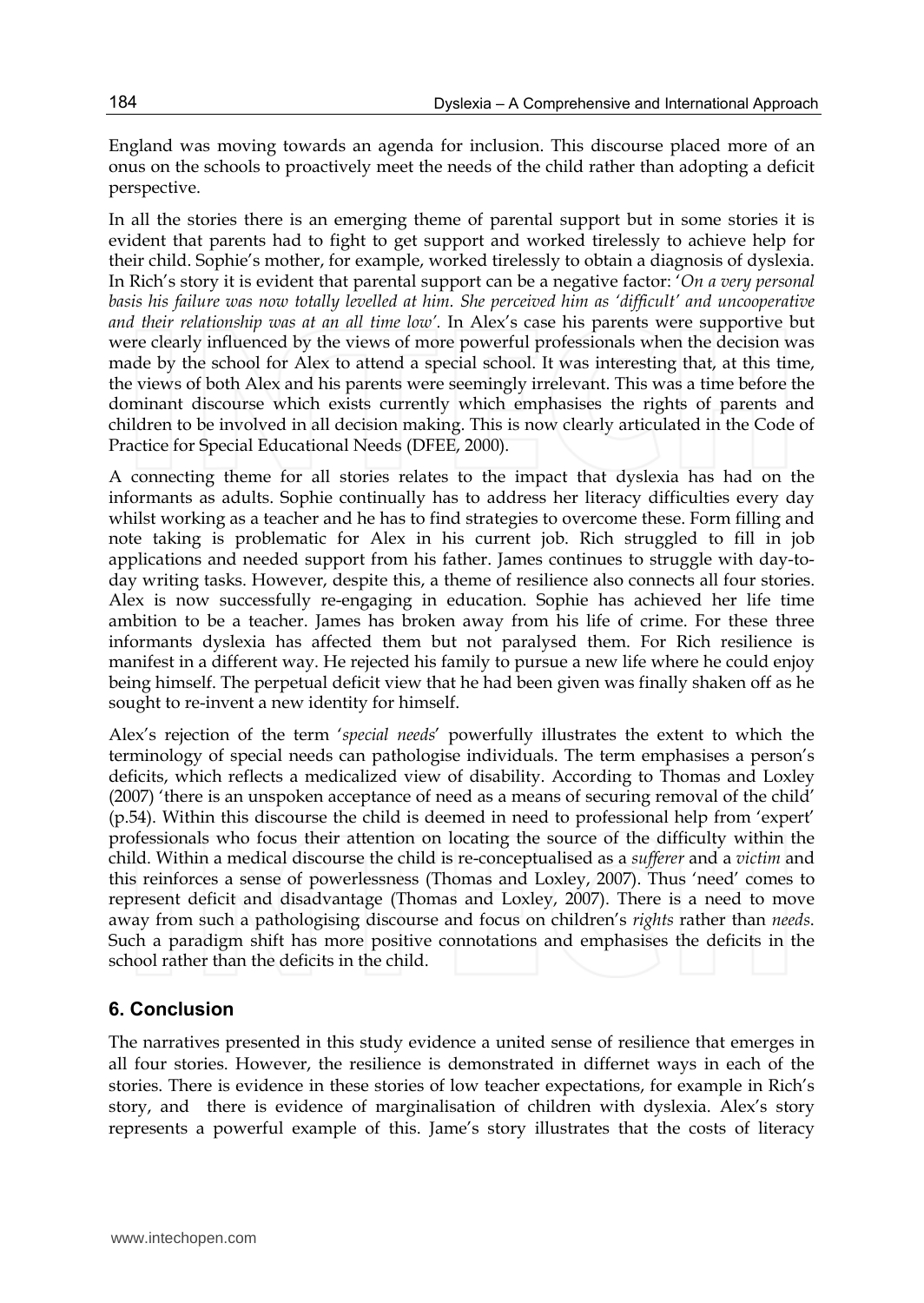England was moving towards an agenda for inclusion. This discourse placed more of an onus on the schools to proactively meet the needs of the child rather than adopting a deficit perspective.

In all the stories there is an emerging theme of parental support but in some stories it is evident that parents had to fight to get support and worked tirelessly to achieve help for their child. Sophie's mother, for example, worked tirelessly to obtain a diagnosis of dyslexia. In Rich's story it is evident that parental support can be a negative factor: '*On a very personal basis his failure was now totally levelled at him. She perceived him as 'difficult' and uncooperative and their relationship was at an all time low'.* In Alex's case his parents were supportive but were clearly influenced by the views of more powerful professionals when the decision was made by the school for Alex to attend a special school. It was interesting that, at this time, the views of both Alex and his parents were seemingly irrelevant. This was a time before the dominant discourse which exists currently which emphasises the rights of parents and children to be involved in all decision making. This is now clearly articulated in the Code of Practice for Special Educational Needs (DFEE, 2000).

A connecting theme for all stories relates to the impact that dyslexia has had on the informants as adults. Sophie continually has to address her literacy difficulties every day whilst working as a teacher and he has to find strategies to overcome these. Form filling and note taking is problematic for Alex in his current job. Rich struggled to fill in job applications and needed support from his father. James continues to struggle with day-to-day writing tasks. However, despite this, a theme of resilience also connects all four stories. Alex is now successfully re-engaging in education. Sophie has achieved her life time ambition to be a teacher. James has broken away from his life of crime. For these three informants dyslexia has affected them but not paralysed them. For Rich resilience is manifest in a different way. He rejected his family to pursue a new life where he could enjoy being himself. The perpetual deficit view that he had been given was finally shaken off as he sought to re-invent a new identity for himself.

Alex's rejection of the term '*special needs*' powerfully illustrates the extent to which the terminology of special needs can pathologise individuals. The term emphasises a person's deficits, which reflects a medicalized view of disability. According to Thomas and Loxley (2007) 'there is an unspoken acceptance of need as a means of securing removal of the child' (p.54). Within this discourse the child is deemed in need to professional help from 'expert' professionals who focus their attention on locating the source of the difficulty within the child. Within a medical discourse the child is re-conceptualised as a *sufferer* and a *victim* and this reinforces a sense of powerlessness (Thomas and Loxley, 2007). Thus 'need' comes to represent deficit and disadvantage (Thomas and Loxley, 2007). There is a need to move away from such a pathologising discourse and focus on children's *rights* rather than *needs*. Such a paradigm shift has more positive connotations and emphasises the deficits in the school rather than the deficits in the child.

## 6. Conclusion

The narratives presented in this study evidence a united sense of resilience that emerges in all four stories. However, the resilience is demonstrated in differnet ways in each of the stories. There is evidence in these stories of low teacher expectations, for example in Rich's story, and there is evidence of marginalisation of children with dyslexia. Alex's story represents a powerful example of this. Jame's story illustrates that the costs of literacy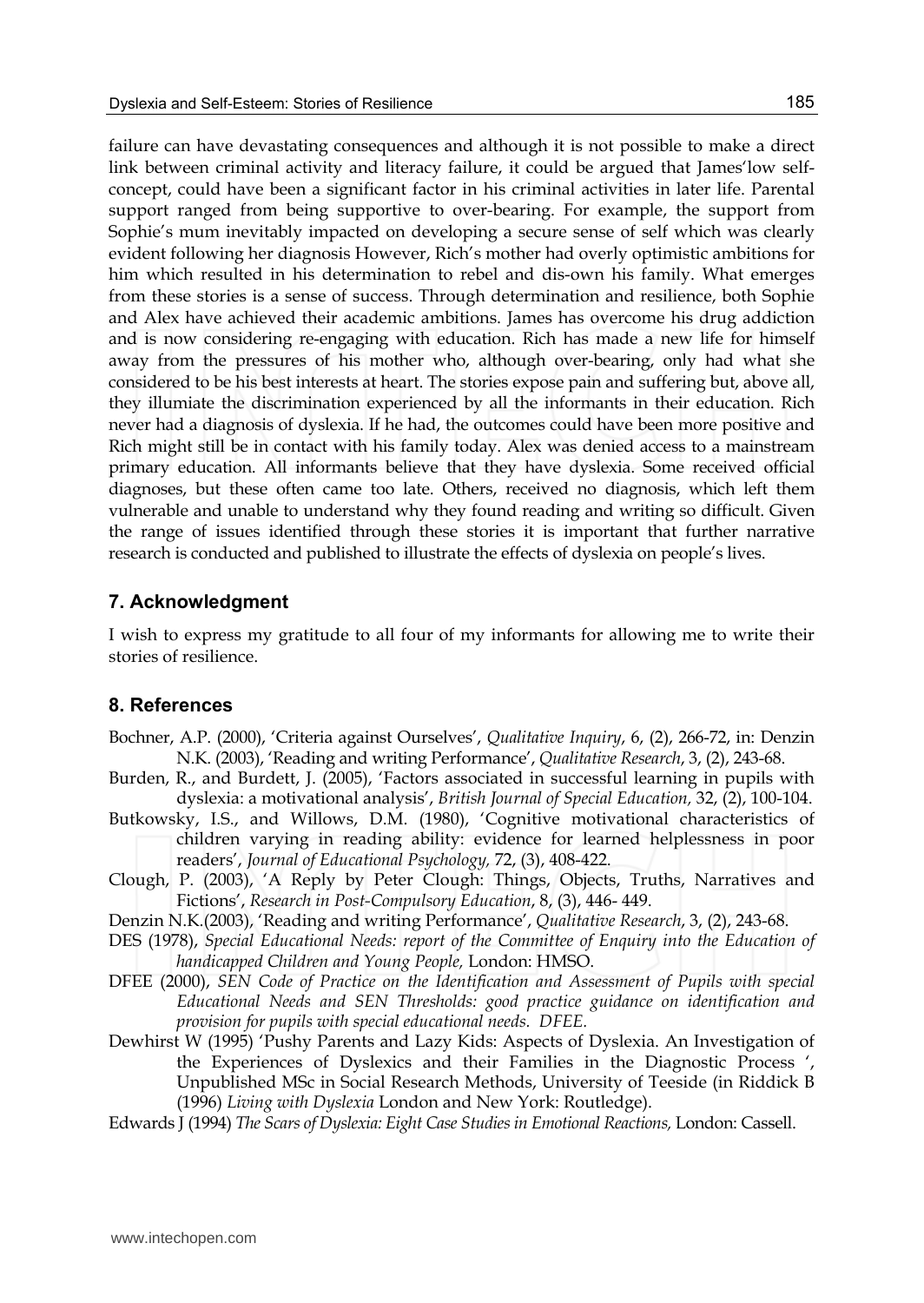failure can have devastating consequences and although it is not possible to make a direct link between criminal activity and literacy failure, it could be argued that James'low self-concept, could have been a significant factor in his criminal activities in later life. Parental support ranged from being supportive to over-bearing. For example, the support from Sophie's mum inevitably impacted on developing a secure sense of self which was clearly evident following her diagnosis However, Rich's mother had overly optimistic ambitions for him which resulted in his determination to rebel and dis-own his family. What emerges from these stories is a sense of success. Through determination and resilience, both Sophie and Alex have achieved their academic ambitions. James has overcome his drug addiction and is now considering re-engaging with education. Rich has made a new life for himself away from the pressures of his mother who, although over-bearing, only had what she considered to be his best interests at heart. The stories expose pain and suffering but, above all, they illumiate the discrimination experienced by all the informants in their education. Rich never had a diagnosis of dyslexia. If he had, the outcomes could have been more positive and Rich might still be in contact with his family today. Alex was denied access to a mainstream primary education. All informants believe that they have dyslexia. Some received official diagnoses, but these often came too late. Others, received no diagnosis, which left them vulnerable and unable to understand why they found reading and writing so difficult. Given the range of issues identified through these stories it is important that further narrative research is conducted and published to illustrate the effects of dyslexia on people's lives.

## 7. Acknowledgment

I wish to express my gratitude to all four of my informants for allowing me to write their stories of resilience.

## 8. References

Bochner, A.P. (2000), 'Criteria against Ourselves', *Qualitative Inquiry*, 6, (2), 266-72, in: Denzin N.K. (2003), 'Reading and writing Performance', *Qualitative Research*, 3, (2), 243-68.

Burden, R., and Burdett, J. (2005), 'Factors associated in successful learning in pupils with dyslexia: a motivational analysis', *British Journal of Special Education,* 32, (2), 100-104.

Butkowsky, I.S., and Willows, D.M. (1980), 'Cognitive motivational characteristics of children varying in reading ability: evidence for learned helplessness in poor readers', *Journal of Educational Psychology,* 72, (3), 408-422.

Clough, P. (2003), 'A Reply by Peter Clough: Things, Objects, Truths, Narratives and Fictions', *Research in Post-Compulsory Education*, 8, (3), 446- 449.

Denzin N.K.(2003), 'Reading and writing Performance', *Qualitative Research*, 3, (2), 243-68.

DES (1978), *Special Educational Needs: report of the Committee of Enquiry into the Education of handicapped Children and Young People,* London: HMSO.

DFEE (2000), *SEN Code of Practice on the Identification and Assessment of Pupils with special Educational Needs and SEN Thresholds: good practice guidance on identification and provision for pupils with special educational needs. DFEE.*

Dewhirst W (1995) 'Pushy Parents and Lazy Kids: Aspects of Dyslexia. An Investigation of the Experiences of Dyslexics and their Families in the Diagnostic Process ', Unpublished MSc in Social Research Methods, University of Teeside (in Riddick B (1996) *Living with Dyslexia* London and New York: Routledge).

Edwards J (1994) *The Scars of Dyslexia: Eight Case Studies in Emotional Reactions,* London: Cassell.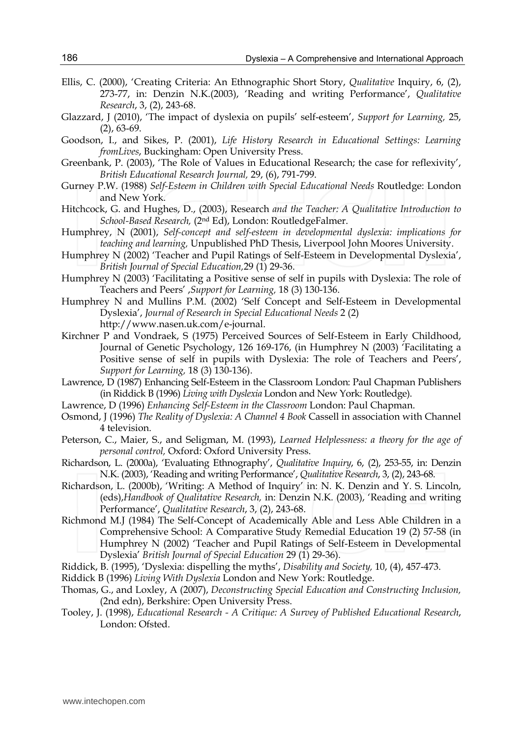Ellis, C. (2000), 'Creating Criteria: An Ethnographic Short Story, *Qualitative* Inquiry, 6, (2), 273-77, in: Denzin N.K.(2003), 'Reading and writing Performance', *Qualitative Research*, 3, (2), 243-68.

Glazzard, J (2010), 'The impact of dyslexia on pupils' self-esteem', *Support for Learning,* 25, (2), 63-69.

Goodson, I., and Sikes, P. (2001), *Life History Research in Educational Settings: Learning fromLives*, Buckingham: Open University Press.

Greenbank, P. (2003), 'The Role of Values in Educational Research; the case for reflexivity', *British Educational Research Journal,* 29, (6), 791-799.

Gurney P.W. (1988) *Self-Esteem in Children with Special Educational Needs* Routledge: London and New York.

Hitchcock, G. and Hughes, D., (2003), Research *and the Teacher: A Qualitative Introduction to School-Based Research,* (2nd Ed), London: RoutledgeFalmer.

Humphrey, N (2001), *Self-concept and self-esteem in developmental dyslexia: implications for teaching and learning,* Unpublished PhD Thesis, Liverpool John Moores University.

Humphrey N (2002) 'Teacher and Pupil Ratings of Self-Esteem in Developmental Dyslexia', *British Journal of Special Education,*29 (1) 29-36.

Humphrey N (2003) 'Facilitating a Positive sense of self in pupils with Dyslexia: The role of Teachers and Peers' ,*Support for Learning,* 18 (3) 130-136.

Humphrey N and Mullins P.M. (2002) 'Self Concept and Self-Esteem in Developmental Dyslexia', *Journal of Research in Special Educational Needs* 2 (2) http://www.nasen.uk.com/e-journal.

Kirchner P and Vondraek, S (1975) Perceived Sources of Self-Esteem in Early Childhood, Journal of Genetic Psychology, 126 169-176, (in Humphrey N (2003) 'Facilitating a Positive sense of self in pupils with Dyslexia: The role of Teachers and Peers', *Support for Learning,* 18 (3) 130-136).

Lawrence, D (1987) Enhancing Self-Esteem in the Classroom London: Paul Chapman Publishers (in Riddick B (1996) *Living with Dyslexia* London and New York: Routledge).

Lawrence, D (1996) *Enhancing Self-Esteem in the Classroom* London: Paul Chapman.

Osmond, J (1996) *The Reality of Dyslexia: A Channel 4 Book* Cassell in association with Channel 4 television.

Peterson, C., Maier, S., and Seligman, M. (1993), *Learned Helplessness: a theory for the age of personal control,* Oxford: Oxford University Press.

Richardson, L. (2000a), 'Evaluating Ethnography', *Qualitative Inquiry*, 6, (2), 253-55, in: Denzin N.K. (2003), 'Reading and writing Performance', *Qualitative Research*, 3, (2), 243-68.

Richardson, L. (2000b), 'Writing: A Method of Inquiry' in: N. K. Denzin and Y. S. Lincoln, (eds),*Handbook of Qualitative Research,* in: Denzin N.K. (2003), 'Reading and writing Performance', *Qualitative Research*, 3, (2), 243-68.

Richmond M.J (1984) The Self-Concept of Academically Able and Less Able Children in a Comprehensive School: A Comparative Study Remedial Education 19 (2) 57-58 (in Humphrey N (2002) 'Teacher and Pupil Ratings of Self-Esteem in Developmental Dyslexia' *British Journal of Special Education* 29 (1) 29-36).

Riddick, B. (1995), 'Dyslexia: dispelling the myths', *Disability and Society,* 10, (4), 457-473.

Riddick B (1996) *Living With Dyslexia* London and New York: Routledge.

Thomas, G., and Loxley, A (2007), *Deconstructing Special Education and Constructing Inclusion,* (2nd edn), Berkshire: Open University Press.

Tooley, J. (1998), *Educational Research - A Critique: A Survey of Published Educational Research*, London: Ofsted.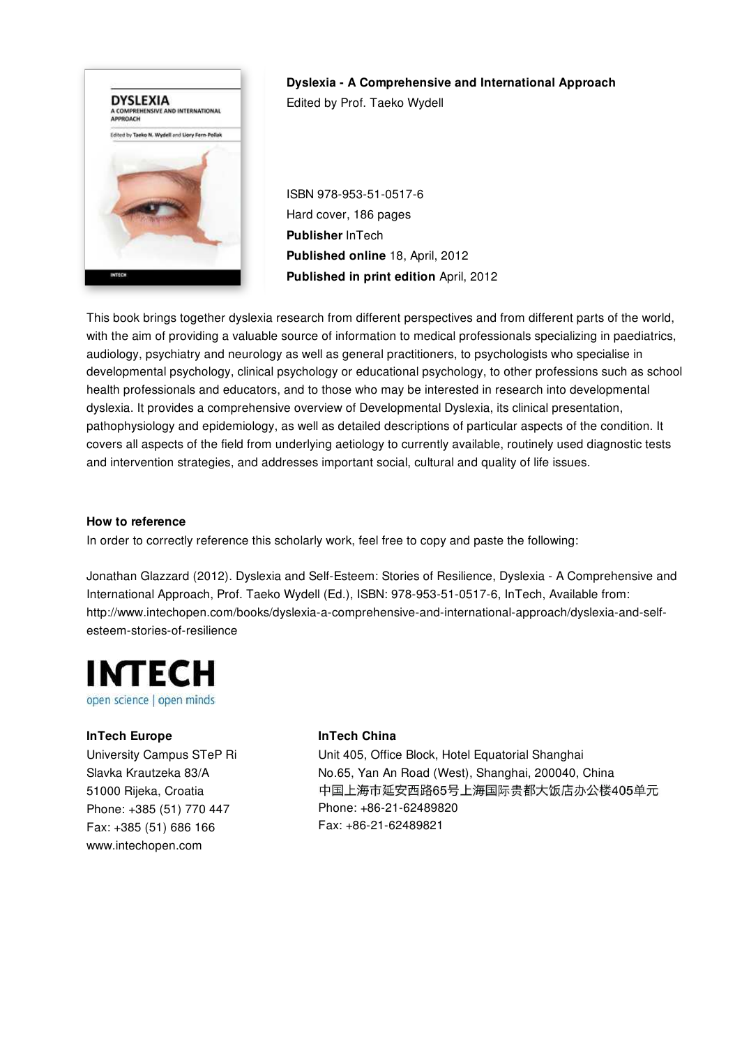**Dyslexia - A Comprehensive and International Approach**
Edited by Prof. Taeko Wydell

ISBN 978-953-51-0517-6
Hard cover, 186 pages
**Publisher** InTech
**Published online** 18, April, 2012
**Published in print edition** April, 2012

This book brings together dyslexia research from different perspectives and from different parts of the world, with the aim of providing a valuable source of information to medical professionals specializing in paediatrics, audiology, psychiatry and neurology as well as general practitioners, to psychologists who specialise in developmental psychology, clinical psychology or educational psychology, to other professions such as school health professionals and educators, and to those who may be interested in research into developmental dyslexia. It provides a comprehensive overview of Developmental Dyslexia, its clinical presentation, pathophysiology and epidemiology, as well as detailed descriptions of particular aspects of the condition. It covers all aspects of the field from underlying aetiology to currently available, routinely used diagnostic tests and intervention strategies, and addresses important social, cultural and quality of life issues.

**How to reference**

In order to correctly reference this scholarly work, feel free to copy and paste the following:

Jonathan Glazzard (2012). Dyslexia and Self-Esteem: Stories of Resilience, Dyslexia - A Comprehensive and International Approach, Prof. Taeko Wydell (Ed.), ISBN: 978-953-51-0517-6, InTech, Available from: http://www.intechopen.com/books/dyslexia-a-comprehensive-and-international-approach/dyslexia-and-self-esteem-stories-of-resilience

**INTECH**
open science | open minds

**InTech Europe**
University Campus STeP Ri
Slavka Krautzeka 83/A
51000 Rijeka, Croatia
Phone: +385 (51) 770 447
Fax: +385 (51) 686 166
www.intechopen.com

**InTech China**
Unit 405, Office Block, Hotel Equatorial Shanghai
No.65, Yan An Road (West), Shanghai, 200040, China
中国上海市延安西路65号上海国际贵都大饭店办公楼405单元
Phone: +86-21-62489820
Fax: +86-21-62489821